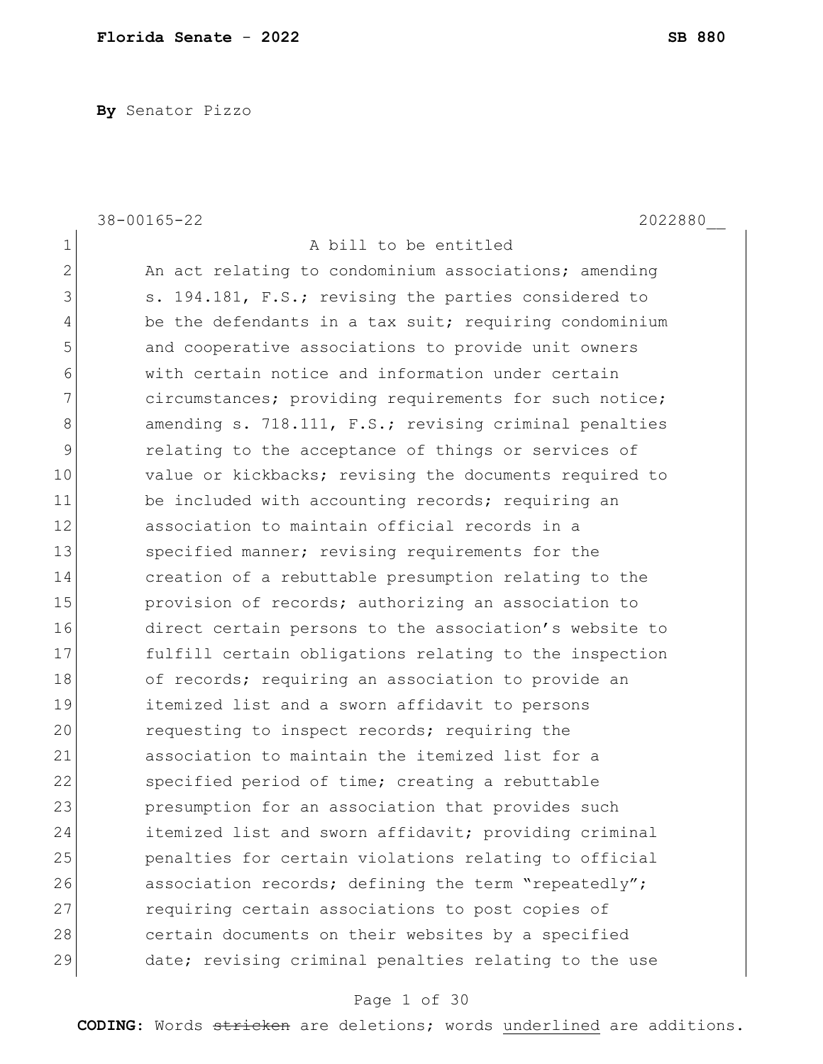**By** Senator Pizzo

38-00165-22 2022880__

A bill to be entitled

An act relating to condominium associations; amending s. 194.181, F.S.; revising the parties considered to be the defendants in a tax suit; requiring condominium and cooperative associations to provide unit owners with certain notice and information under certain circumstances; providing requirements for such notice; amending s. 718.111, F.S.; revising criminal penalties relating to the acceptance of things or services of value or kickbacks; revising the documents required to be included with accounting records; requiring an association to maintain official records in a specified manner; revising requirements for the creation of a rebuttable presumption relating to the provision of records; authorizing an association to direct certain persons to the association's website to fulfill certain obligations relating to the inspection of records; requiring an association to provide an itemized list and a sworn affidavit to persons requesting to inspect records; requiring the association to maintain the itemized list for a specified period of time; creating a rebuttable presumption for an association that provides such itemized list and sworn affidavit; providing criminal penalties for certain violations relating to official association records; defining the term "repeatedly"; requiring certain associations to post copies of certain documents on their websites by a specified date; revising criminal penalties relating to the use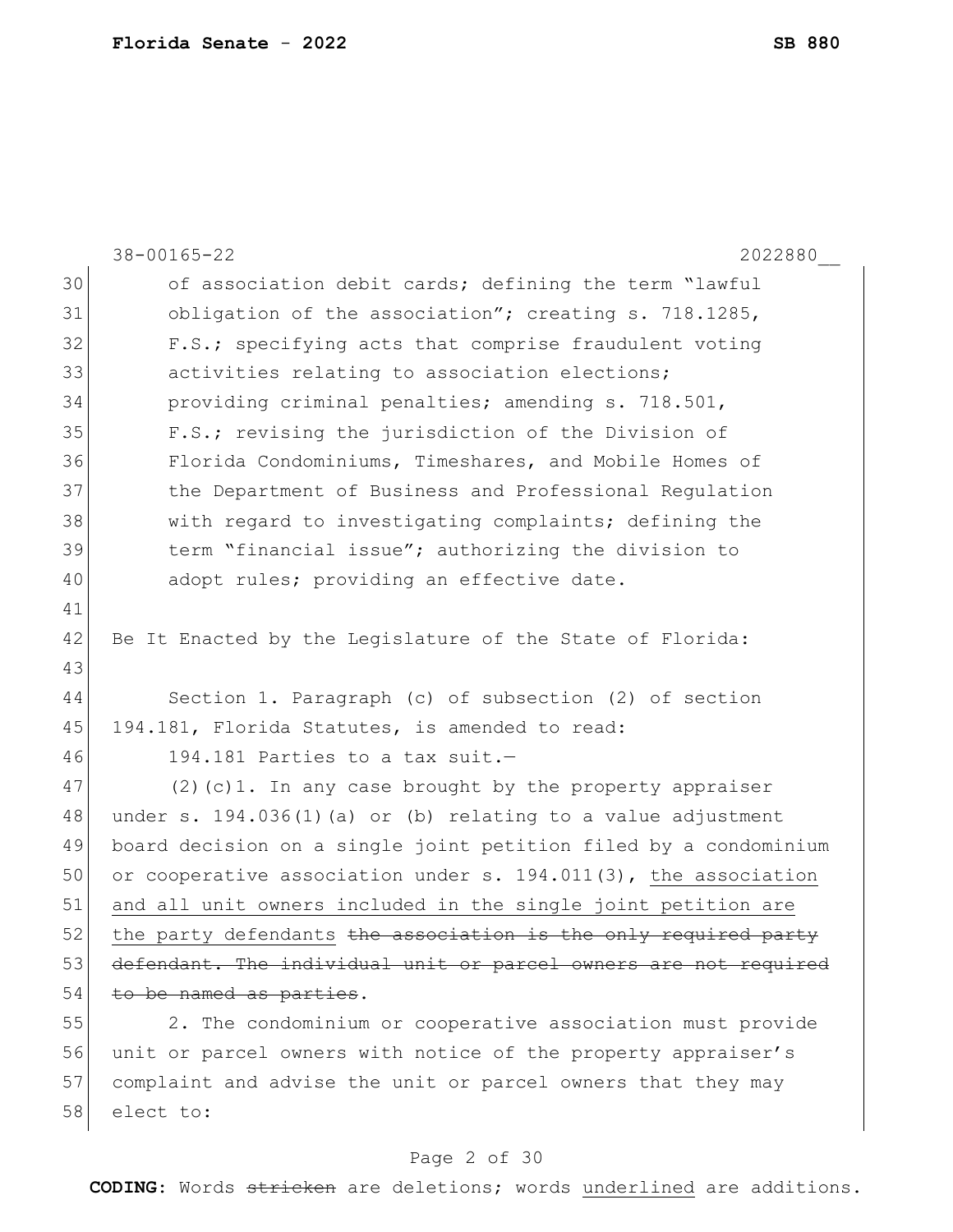of association debit cards; defining the term "lawful obligation of the association"; creating s. 718.1285, F.S.; specifying acts that comprise fraudulent voting activities relating to association elections; providing criminal penalties; amending s. 718.501, F.S.; revising the jurisdiction of the Division of Florida Condominiums, Timeshares, and Mobile Homes of the Department of Business and Professional Regulation with regard to investigating complaints; defining the term "financial issue"; authorizing the division to adopt rules; providing an effective date.

Be It Enacted by the Legislature of the State of Florida:

Section 1. Paragraph (c) of subsection (2) of section 194.181, Florida Statutes, is amended to read:

194.181 Parties to a tax suit.—

(2)(c)1. In any case brought by the property appraiser under s. 194.036(1)(a) or (b) relating to a value adjustment board decision on a single joint petition filed by a condominium or cooperative association under s. 194.011(3), <u>the association and all unit owners included in the single joint petition are the party defendants</u> ~~the association is the only required party defendant. The individual unit or parcel owners are not required to be named as parties~~.

2. The condominium or cooperative association must provide unit or parcel owners with notice of the property appraiser's complaint and advise the unit or parcel owners that they may elect to: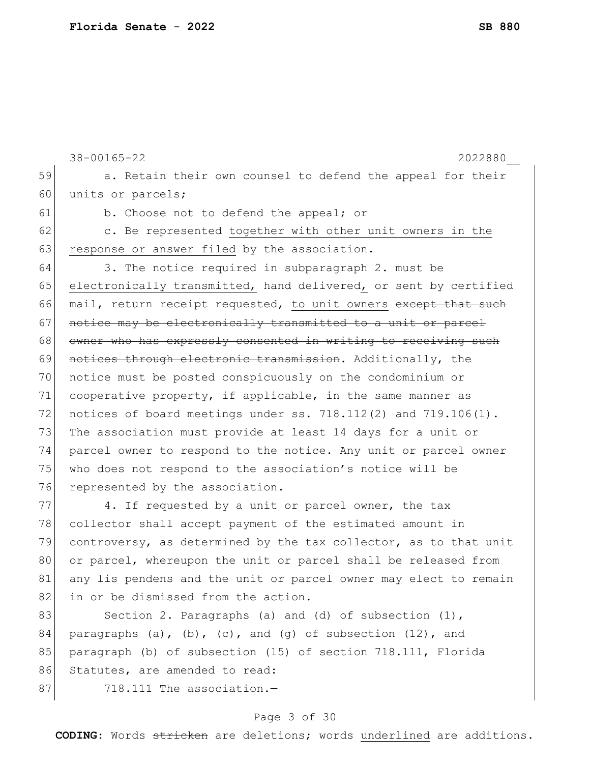a. Retain their own counsel to defend the appeal for their units or parcels;

b. Choose not to defend the appeal; or

c. Be represented <u>together with other unit owners in the response or answer filed</u> by the association.

3. The notice required in subparagraph 2. must be <u>electronically transmitted,</u> hand delivered<u>,</u> or sent by certified mail, return receipt requested, <u>to unit owners</u> ~~except that such notice may be electronically transmitted to a unit or parcel owner who has expressly consented in writing to receiving such notices through electronic transmission~~. Additionally, the notice must be posted conspicuously on the condominium or cooperative property, if applicable, in the same manner as notices of board meetings under ss. 718.112(2) and 719.106(1). The association must provide at least 14 days for a unit or parcel owner to respond to the notice. Any unit or parcel owner who does not respond to the association's notice will be represented by the association.

4. If requested by a unit or parcel owner, the tax collector shall accept payment of the estimated amount in controversy, as determined by the tax collector, as to that unit or parcel, whereupon the unit or parcel shall be released from any lis pendens and the unit or parcel owner may elect to remain in or be dismissed from the action.

Section 2. Paragraphs (a) and (d) of subsection (1), paragraphs (a), (b), (c), and (g) of subsection (12), and paragraph (b) of subsection (15) of section 718.111, Florida Statutes, are amended to read:

718.111 The association.—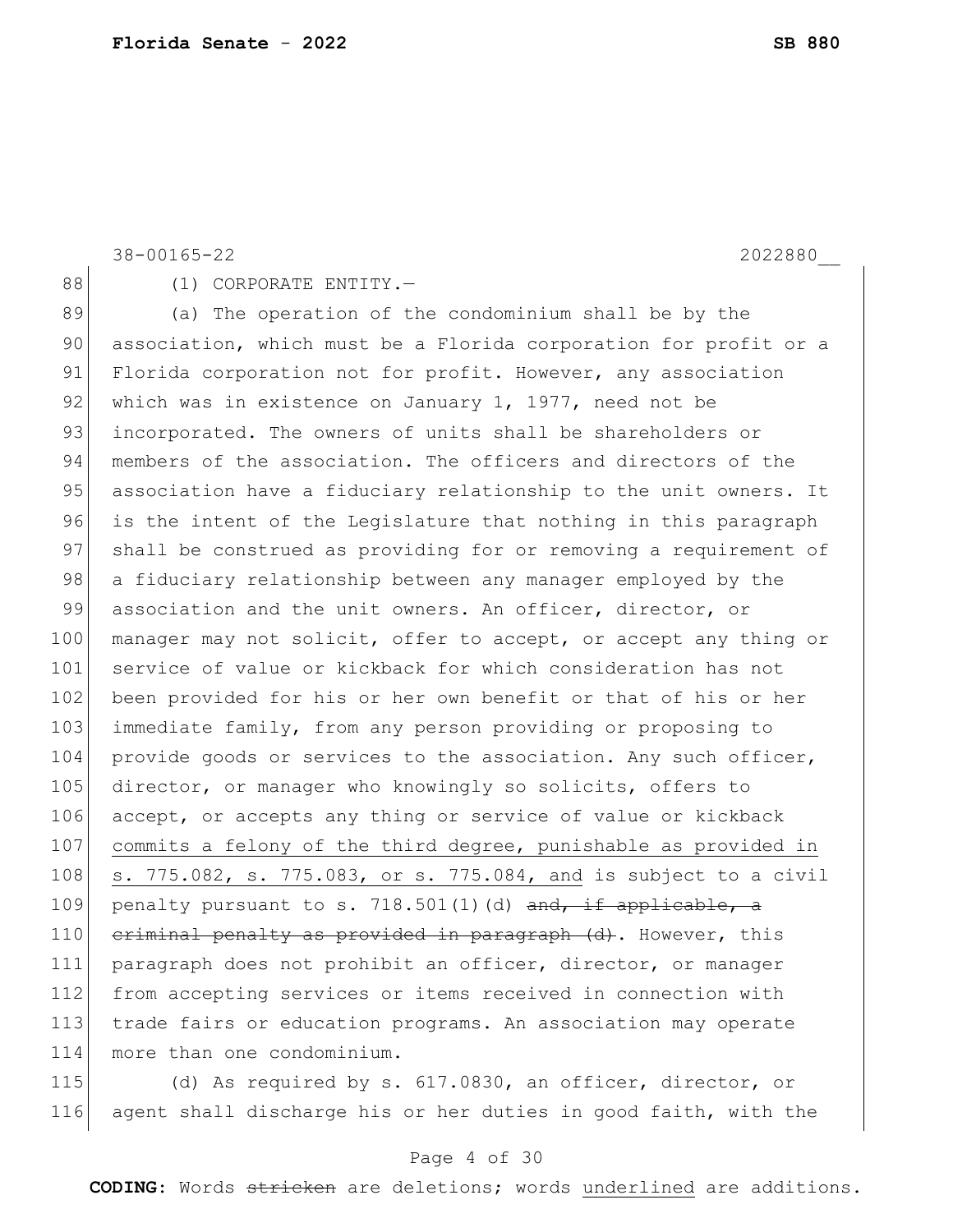(1) CORPORATE ENTITY.—

(a) The operation of the condominium shall be by the association, which must be a Florida corporation for profit or a Florida corporation not for profit. However, any association which was in existence on January 1, 1977, need not be incorporated. The owners of units shall be shareholders or members of the association. The officers and directors of the association have a fiduciary relationship to the unit owners. It is the intent of the Legislature that nothing in this paragraph shall be construed as providing for or removing a requirement of a fiduciary relationship between any manager employed by the association and the unit owners. An officer, director, or manager may not solicit, offer to accept, or accept any thing or service of value or kickback for which consideration has not been provided for his or her own benefit or that of his or her immediate family, from any person providing or proposing to provide goods or services to the association. Any such officer, director, or manager who knowingly so solicits, offers to accept, or accepts any thing or service of value or kickback <u>commits a felony of the third degree, punishable as provided in s. 775.082, s. 775.083, or s. 775.084, and</u> is subject to a civil penalty pursuant to s. 718.501(1)(d) ~~and, if applicable, a criminal penalty as provided in paragraph (d)~~. However, this paragraph does not prohibit an officer, director, or manager from accepting services or items received in connection with trade fairs or education programs. An association may operate more than one condominium.

(d) As required by s. 617.0830, an officer, director, or agent shall discharge his or her duties in good faith, with the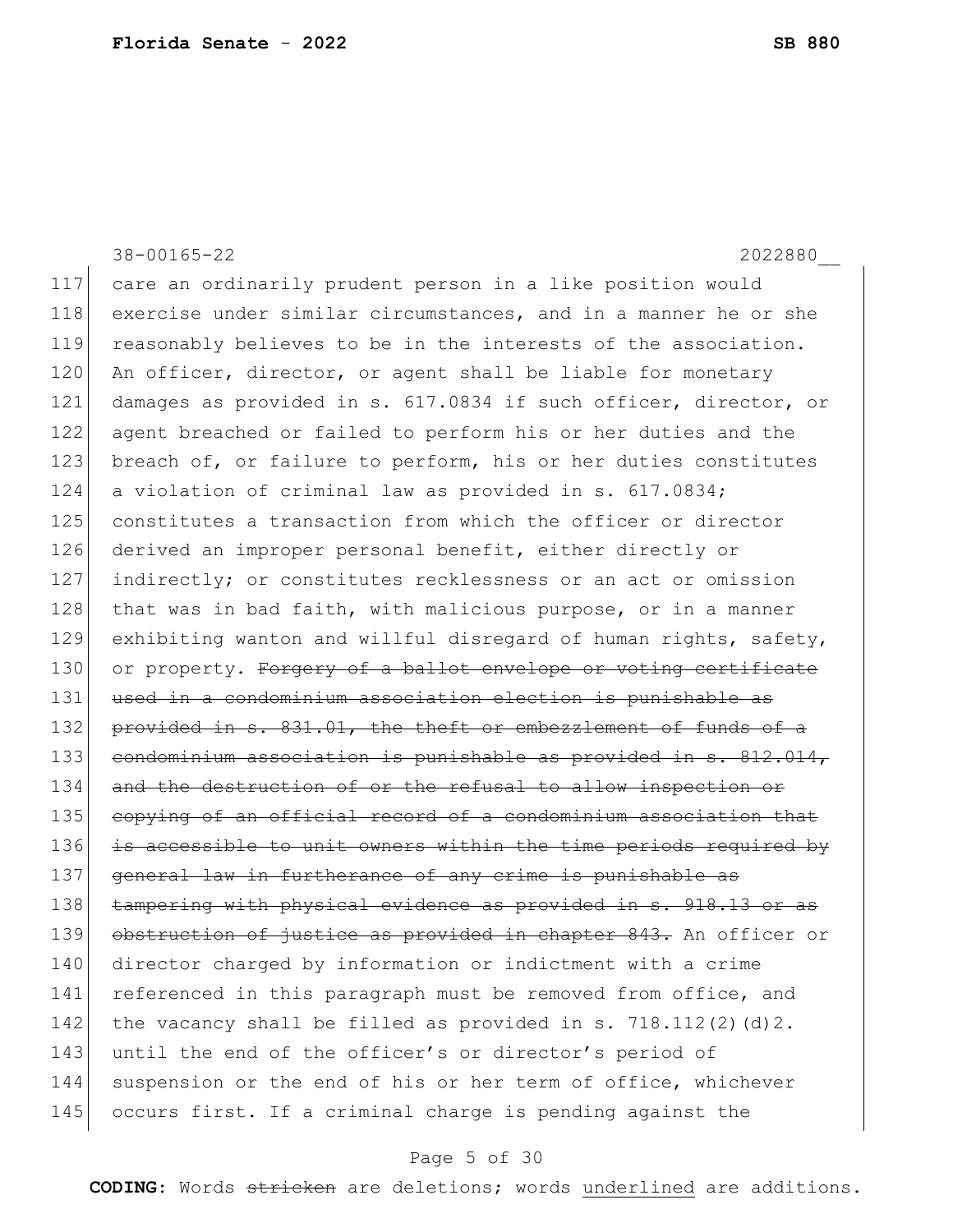38-00165-22 2022880__

117 care an ordinarily prudent person in a like position would
118 exercise under similar circumstances, and in a manner he or she
119 reasonably believes to be in the interests of the association.
120 An officer, director, or agent shall be liable for monetary
121 damages as provided in s. 617.0834 if such officer, director, or
122 agent breached or failed to perform his or her duties and the
123 breach of, or failure to perform, his or her duties constitutes
124 a violation of criminal law as provided in s. 617.0834;
125 constitutes a transaction from which the officer or director
126 derived an improper personal benefit, either directly or
127 indirectly; or constitutes recklessness or an act or omission
128 that was in bad faith, with malicious purpose, or in a manner
129 exhibiting wanton and willful disregard of human rights, safety,
130 or property. ~~Forgery of a ballot envelope or voting certificate~~
131 ~~used in a condominium association election is punishable as~~
132 ~~provided in s. 831.01, the theft or embezzlement of funds of a~~
133 ~~condominium association is punishable as provided in s. 812.014,~~
134 ~~and the destruction of or the refusal to allow inspection or~~
135 ~~copying of an official record of a condominium association that~~
136 ~~is accessible to unit owners within the time periods required by~~
137 ~~general law in furtherance of any crime is punishable as~~
138 ~~tampering with physical evidence as provided in s. 918.13 or as~~
139 ~~obstruction of justice as provided in chapter 843.~~ An officer or
140 director charged by information or indictment with a crime
141 referenced in this paragraph must be removed from office, and
142 the vacancy shall be filled as provided in s. 718.112(2)(d)2.
143 until the end of the officer's or director's period of
144 suspension or the end of his or her term of office, whichever
145 occurs first. If a criminal charge is pending against the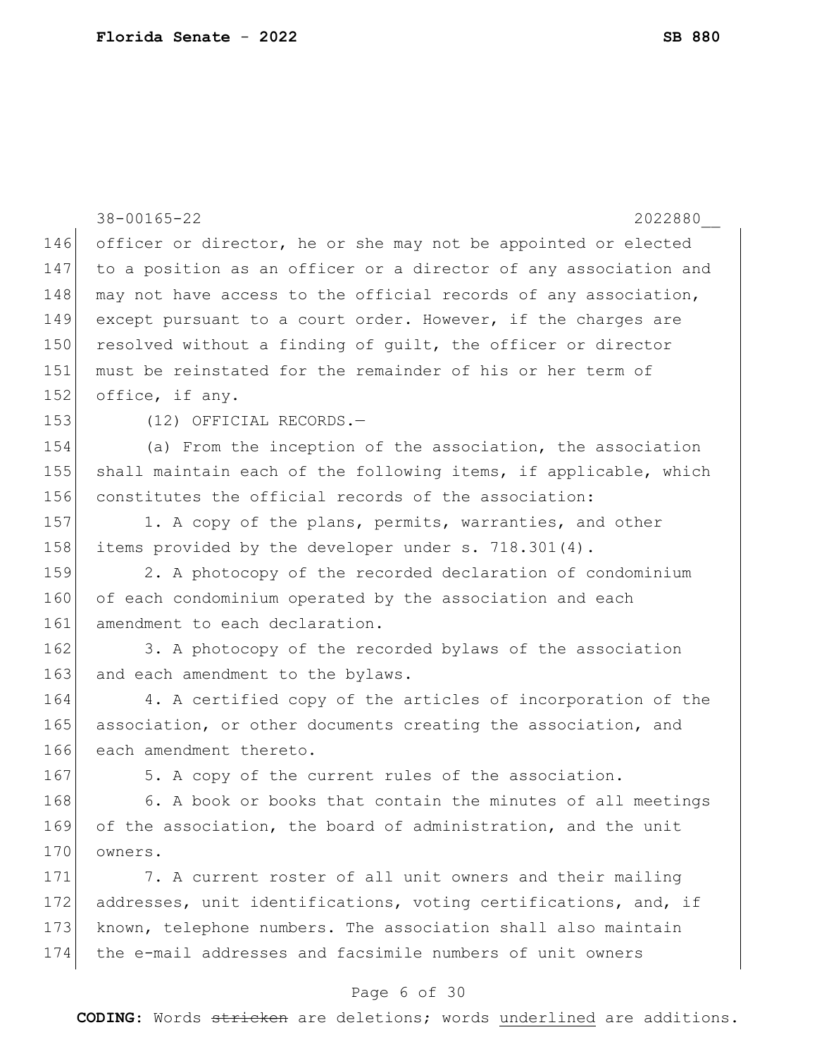officer or director, he or she may not be appointed or elected to a position as an officer or a director of any association and may not have access to the official records of any association, except pursuant to a court order. However, if the charges are resolved without a finding of guilt, the officer or director must be reinstated for the remainder of his or her term of office, if any.

(12) OFFICIAL RECORDS.—

(a) From the inception of the association, the association shall maintain each of the following items, if applicable, which constitutes the official records of the association:

1. A copy of the plans, permits, warranties, and other items provided by the developer under s. 718.301(4).

2. A photocopy of the recorded declaration of condominium of each condominium operated by the association and each amendment to each declaration.

3. A photocopy of the recorded bylaws of the association and each amendment to the bylaws.

4. A certified copy of the articles of incorporation of the association, or other documents creating the association, and each amendment thereto.

5. A copy of the current rules of the association.

6. A book or books that contain the minutes of all meetings of the association, the board of administration, and the unit owners.

7. A current roster of all unit owners and their mailing addresses, unit identifications, voting certifications, and, if known, telephone numbers. The association shall also maintain the e-mail addresses and facsimile numbers of unit owners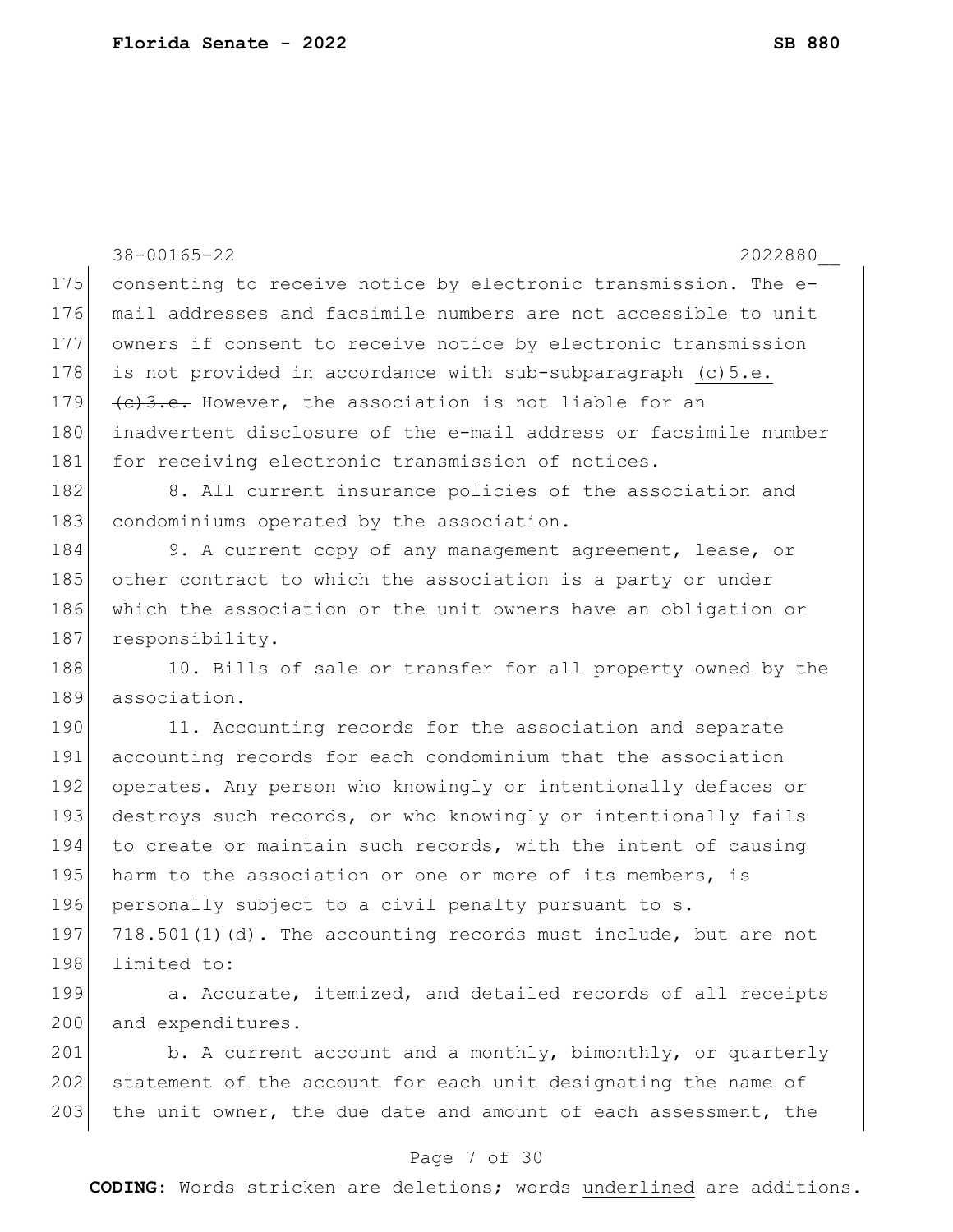consenting to receive notice by electronic transmission. The e-mail addresses and facsimile numbers are not accessible to unit owners if consent to receive notice by electronic transmission is not provided in accordance with sub-subparagraph <u>(c)5.e.</u> ~~(c)3.e.~~ However, the association is not liable for an inadvertent disclosure of the e-mail address or facsimile number for receiving electronic transmission of notices.

8. All current insurance policies of the association and condominiums operated by the association.

9. A current copy of any management agreement, lease, or other contract to which the association is a party or under which the association or the unit owners have an obligation or responsibility.

10. Bills of sale or transfer for all property owned by the association.

11. Accounting records for the association and separate accounting records for each condominium that the association operates. Any person who knowingly or intentionally defaces or destroys such records, or who knowingly or intentionally fails to create or maintain such records, with the intent of causing harm to the association or one or more of its members, is personally subject to a civil penalty pursuant to s. 718.501(1)(d). The accounting records must include, but are not limited to:

a. Accurate, itemized, and detailed records of all receipts and expenditures.

b. A current account and a monthly, bimonthly, or quarterly statement of the account for each unit designating the name of the unit owner, the due date and amount of each assessment, the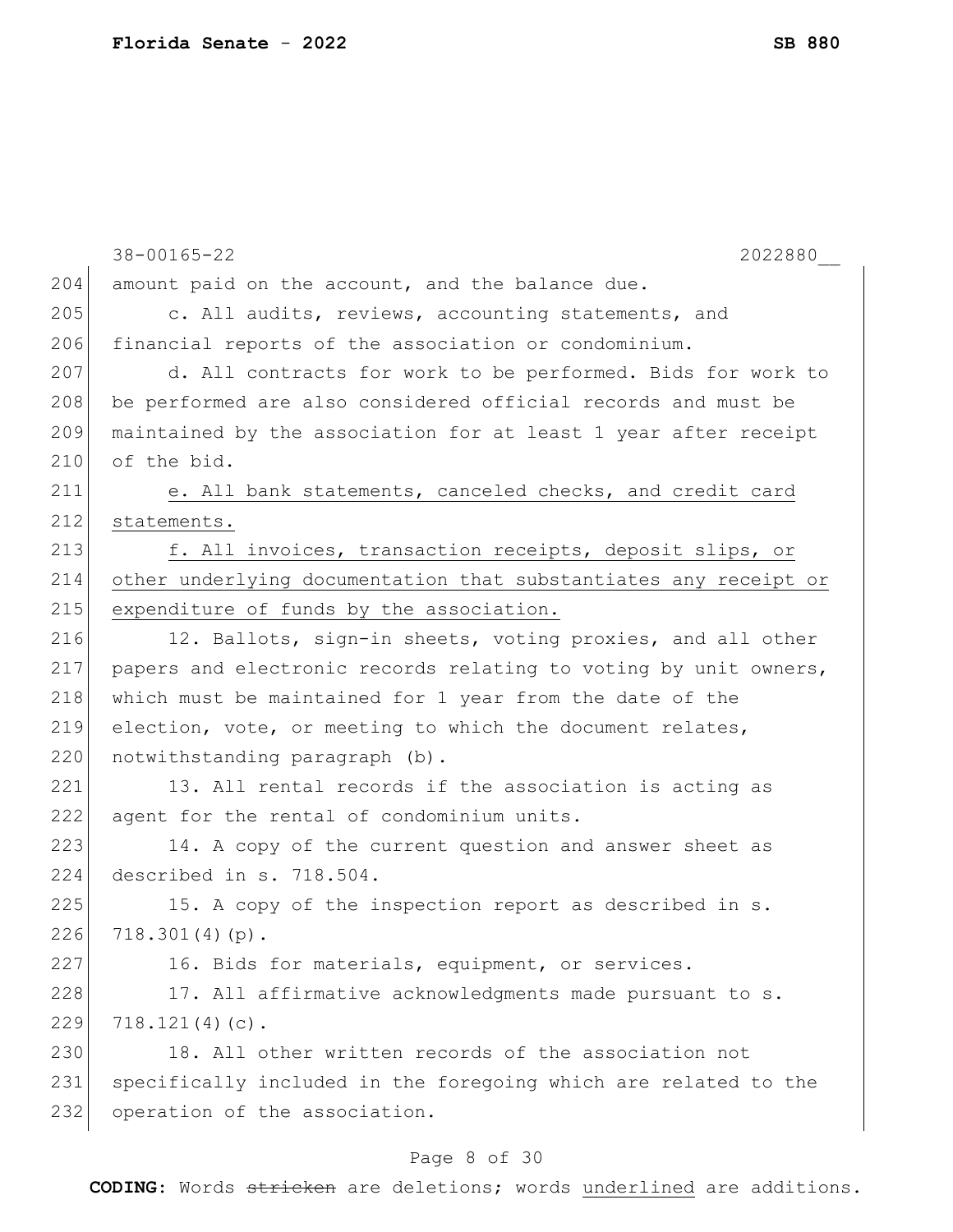amount paid on the account, and the balance due.

c. All audits, reviews, accounting statements, and financial reports of the association or condominium.

d. All contracts for work to be performed. Bids for work to be performed are also considered official records and must be maintained by the association for at least 1 year after receipt of the bid.

<u>e. All bank statements, canceled checks, and credit card statements.</u>

<u>f. All invoices, transaction receipts, deposit slips, or other underlying documentation that substantiates any receipt or expenditure of funds by the association.</u>

12. Ballots, sign-in sheets, voting proxies, and all other papers and electronic records relating to voting by unit owners, which must be maintained for 1 year from the date of the election, vote, or meeting to which the document relates, notwithstanding paragraph (b).

13. All rental records if the association is acting as agent for the rental of condominium units.

14. A copy of the current question and answer sheet as described in s. 718.504.

15. A copy of the inspection report as described in s. 718.301(4)(p).

16. Bids for materials, equipment, or services.

17. All affirmative acknowledgments made pursuant to s. 718.121(4)(c).

18. All other written records of the association not specifically included in the foregoing which are related to the operation of the association.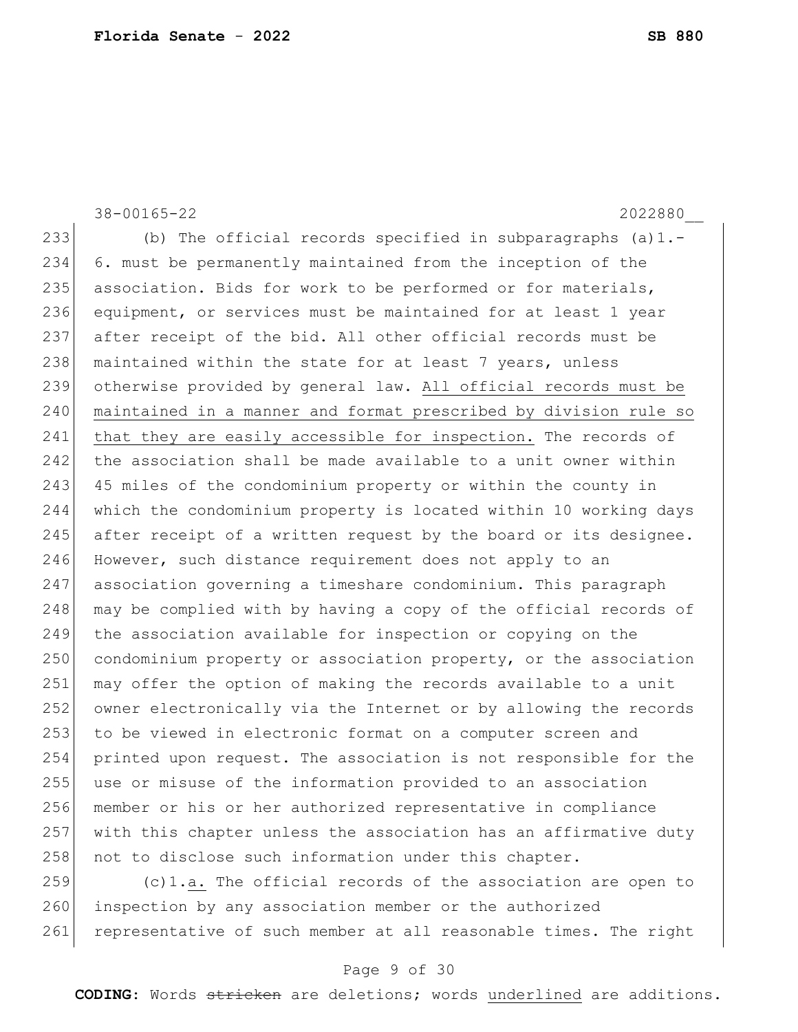(b) The official records specified in subparagraphs (a)1.-6. must be permanently maintained from the inception of the association. Bids for work to be performed or for materials, equipment, or services must be maintained for at least 1 year after receipt of the bid. All other official records must be maintained within the state for at least 7 years, unless otherwise provided by general law. <u>All official records must be maintained in a manner and format prescribed by division rule so that they are easily accessible for inspection.</u> The records of the association shall be made available to a unit owner within 45 miles of the condominium property or within the county in which the condominium property is located within 10 working days after receipt of a written request by the board or its designee. However, such distance requirement does not apply to an association governing a timeshare condominium. This paragraph may be complied with by having a copy of the official records of the association available for inspection or copying on the condominium property or association property, or the association may offer the option of making the records available to a unit owner electronically via the Internet or by allowing the records to be viewed in electronic format on a computer screen and printed upon request. The association is not responsible for the use or misuse of the information provided to an association member or his or her authorized representative in compliance with this chapter unless the association has an affirmative duty not to disclose such information under this chapter.

(c)1.<u>a.</u> The official records of the association are open to inspection by any association member or the authorized representative of such member at all reasonable times. The right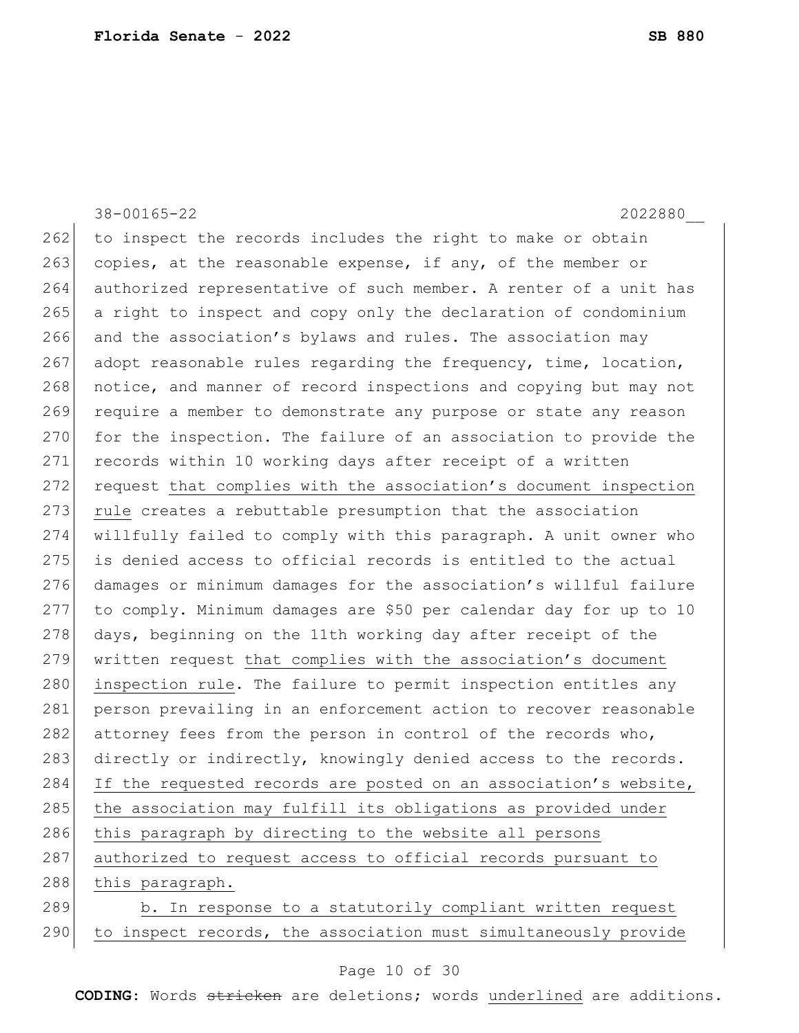to inspect the records includes the right to make or obtain copies, at the reasonable expense, if any, of the member or authorized representative of such member. A renter of a unit has a right to inspect and copy only the declaration of condominium and the association's bylaws and rules. The association may adopt reasonable rules regarding the frequency, time, location, notice, and manner of record inspections and copying but may not require a member to demonstrate any purpose or state any reason for the inspection. The failure of an association to provide the records within 10 working days after receipt of a written request <u>that complies with the association's document inspection rule</u> creates a rebuttable presumption that the association willfully failed to comply with this paragraph. A unit owner who is denied access to official records is entitled to the actual damages or minimum damages for the association's willful failure to comply. Minimum damages are $50 per calendar day for up to 10 days, beginning on the 11th working day after receipt of the written request <u>that complies with the association's document inspection rule</u>. The failure to permit inspection entitles any person prevailing in an enforcement action to recover reasonable attorney fees from the person in control of the records who, directly or indirectly, knowingly denied access to the records. <u>If the requested records are posted on an association's website, the association may fulfill its obligations as provided under this paragraph by directing to the website all persons authorized to request access to official records pursuant to this paragraph.</u>

<u>b. In response to a statutorily compliant written request to inspect records, the association must simultaneously provide</u>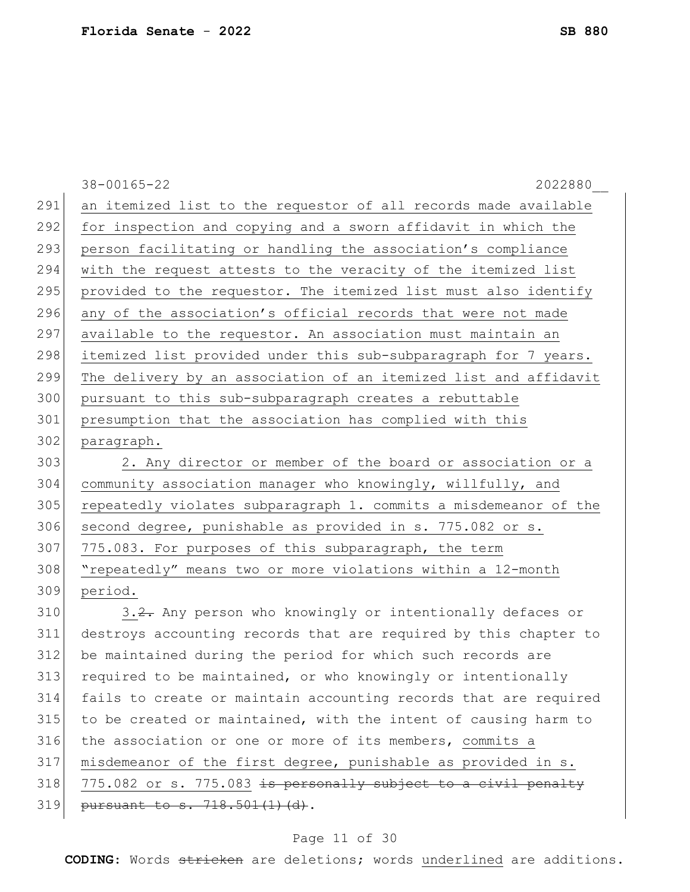an itemized list to the requestor of all records made available for inspection and copying and a sworn affidavit in which the person facilitating or handling the association's compliance with the request attests to the veracity of the itemized list provided to the requestor. The itemized list must also identify any of the association's official records that were not made available to the requestor. An association must maintain an itemized list provided under this sub-subparagraph for 7 years. The delivery by an association of an itemized list and affidavit pursuant to this sub-subparagraph creates a rebuttable presumption that the association has complied with this paragraph.

2. Any director or member of the board or association or a community association manager who knowingly, willfully, and repeatedly violates subparagraph 1. commits a misdemeanor of the second degree, punishable as provided in s. 775.082 or s. 775.083. For purposes of this subparagraph, the term "repeatedly" means two or more violations within a 12-month period.

3.~~2.~~ Any person who knowingly or intentionally defaces or destroys accounting records that are required by this chapter to be maintained during the period for which such records are required to be maintained, or who knowingly or intentionally fails to create or maintain accounting records that are required to be created or maintained, with the intent of causing harm to the association or one or more of its members, commits a misdemeanor of the first degree, punishable as provided in s. 775.082 or s. 775.083 ~~is personally subject to a civil penalty pursuant to s. 718.501(1)(d)~~.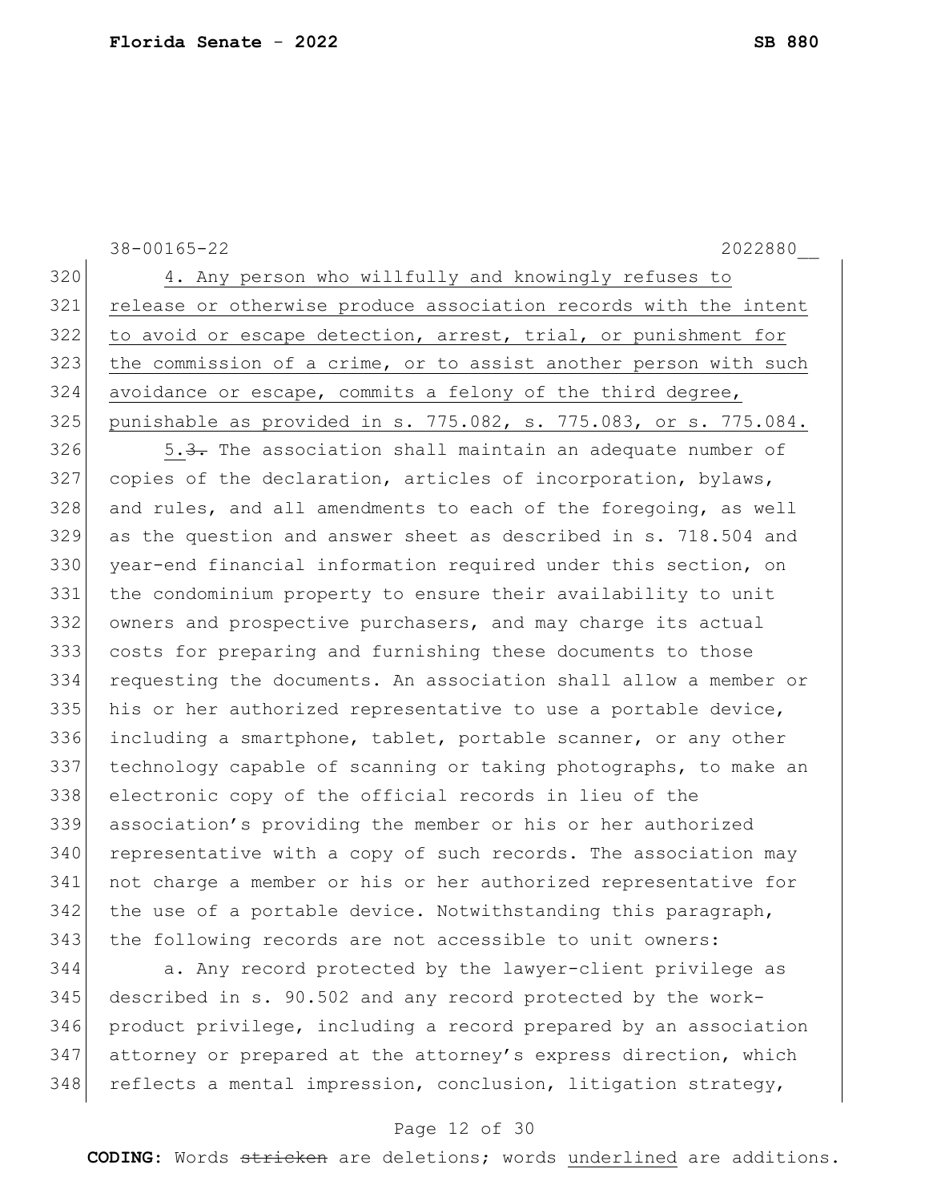4. Any person who willfully and knowingly refuses to release or otherwise produce association records with the intent to avoid or escape detection, arrest, trial, or punishment for the commission of a crime, or to assist another person with such avoidance or escape, commits a felony of the third degree, punishable as provided in s. 775.082, s. 775.083, or s. 775.084.

5.~~3.~~ The association shall maintain an adequate number of copies of the declaration, articles of incorporation, bylaws, and rules, and all amendments to each of the foregoing, as well as the question and answer sheet as described in s. 718.504 and year-end financial information required under this section, on the condominium property to ensure their availability to unit owners and prospective purchasers, and may charge its actual costs for preparing and furnishing these documents to those requesting the documents. An association shall allow a member or his or her authorized representative to use a portable device, including a smartphone, tablet, portable scanner, or any other technology capable of scanning or taking photographs, to make an electronic copy of the official records in lieu of the association's providing the member or his or her authorized representative with a copy of such records. The association may not charge a member or his or her authorized representative for the use of a portable device. Notwithstanding this paragraph, the following records are not accessible to unit owners:

a. Any record protected by the lawyer-client privilege as described in s. 90.502 and any record protected by the work-product privilege, including a record prepared by an association attorney or prepared at the attorney's express direction, which reflects a mental impression, conclusion, litigation strategy,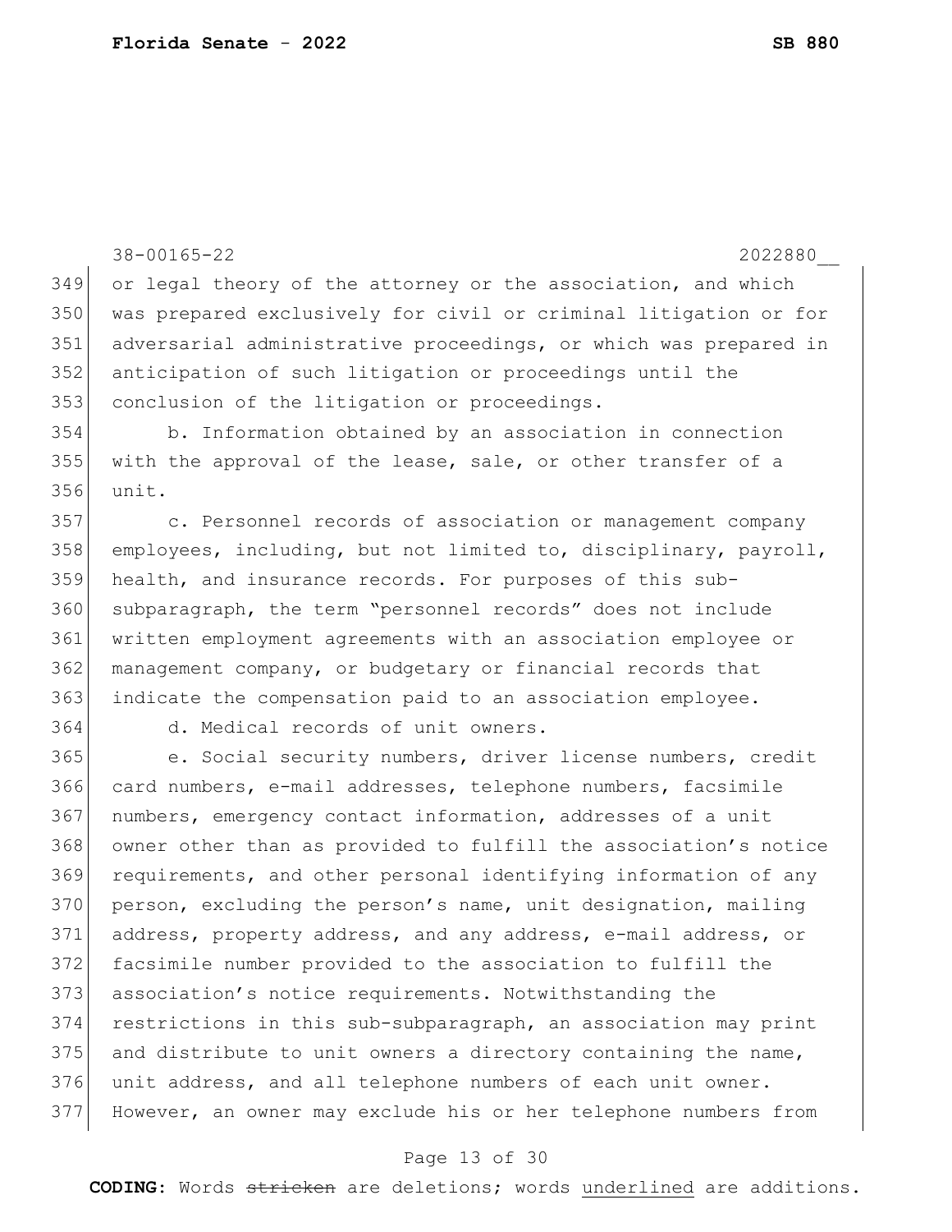38-00165-22 2022880__

349 or legal theory of the attorney or the association, and which
350 was prepared exclusively for civil or criminal litigation or for
351 adversarial administrative proceedings, or which was prepared in
352 anticipation of such litigation or proceedings until the
353 conclusion of the litigation or proceedings.

354 b. Information obtained by an association in connection
355 with the approval of the lease, sale, or other transfer of a
356 unit.

357 c. Personnel records of association or management company
358 employees, including, but not limited to, disciplinary, payroll,
359 health, and insurance records. For purposes of this sub-
360 subparagraph, the term "personnel records" does not include
361 written employment agreements with an association employee or
362 management company, or budgetary or financial records that
363 indicate the compensation paid to an association employee.

364 d. Medical records of unit owners.

365 e. Social security numbers, driver license numbers, credit
366 card numbers, e-mail addresses, telephone numbers, facsimile
367 numbers, emergency contact information, addresses of a unit
368 owner other than as provided to fulfill the association's notice
369 requirements, and other personal identifying information of any
370 person, excluding the person's name, unit designation, mailing
371 address, property address, and any address, e-mail address, or
372 facsimile number provided to the association to fulfill the
373 association's notice requirements. Notwithstanding the
374 restrictions in this sub-subparagraph, an association may print
375 and distribute to unit owners a directory containing the name,
376 unit address, and all telephone numbers of each unit owner.
377 However, an owner may exclude his or her telephone numbers from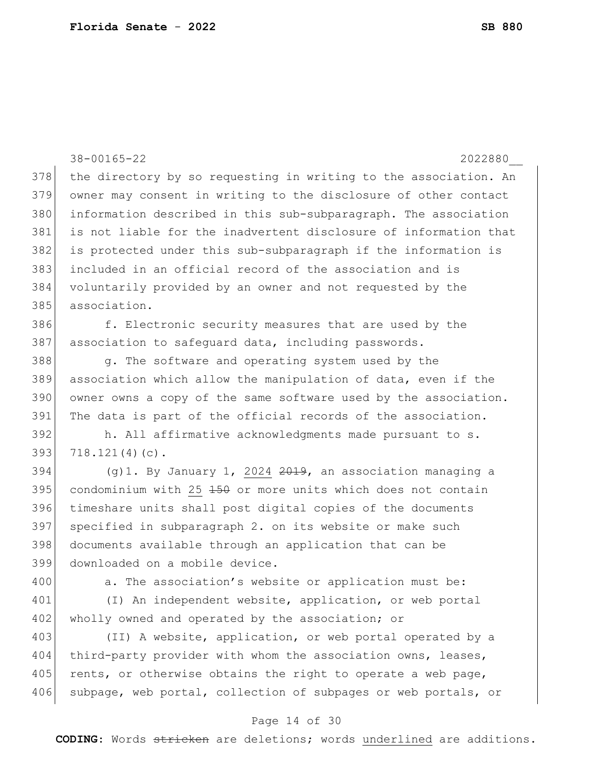the directory by so requesting in writing to the association. An owner may consent in writing to the disclosure of other contact information described in this sub-subparagraph. The association is not liable for the inadvertent disclosure of information that is protected under this sub-subparagraph if the information is included in an official record of the association and is voluntarily provided by an owner and not requested by the association.

f. Electronic security measures that are used by the association to safeguard data, including passwords.

g. The software and operating system used by the association which allow the manipulation of data, even if the owner owns a copy of the same software used by the association. The data is part of the official records of the association.

h. All affirmative acknowledgments made pursuant to s. 718.121(4)(c).

(g)1. By January 1, <u>2024</u> ~~2019~~, an association managing a condominium with <u>25</u> ~~150~~ or more units which does not contain timeshare units shall post digital copies of the documents specified in subparagraph 2. on its website or make such documents available through an application that can be downloaded on a mobile device.

a. The association's website or application must be:

(I) An independent website, application, or web portal wholly owned and operated by the association; or

(II) A website, application, or web portal operated by a third-party provider with whom the association owns, leases, rents, or otherwise obtains the right to operate a web page, subpage, web portal, collection of subpages or web portals, or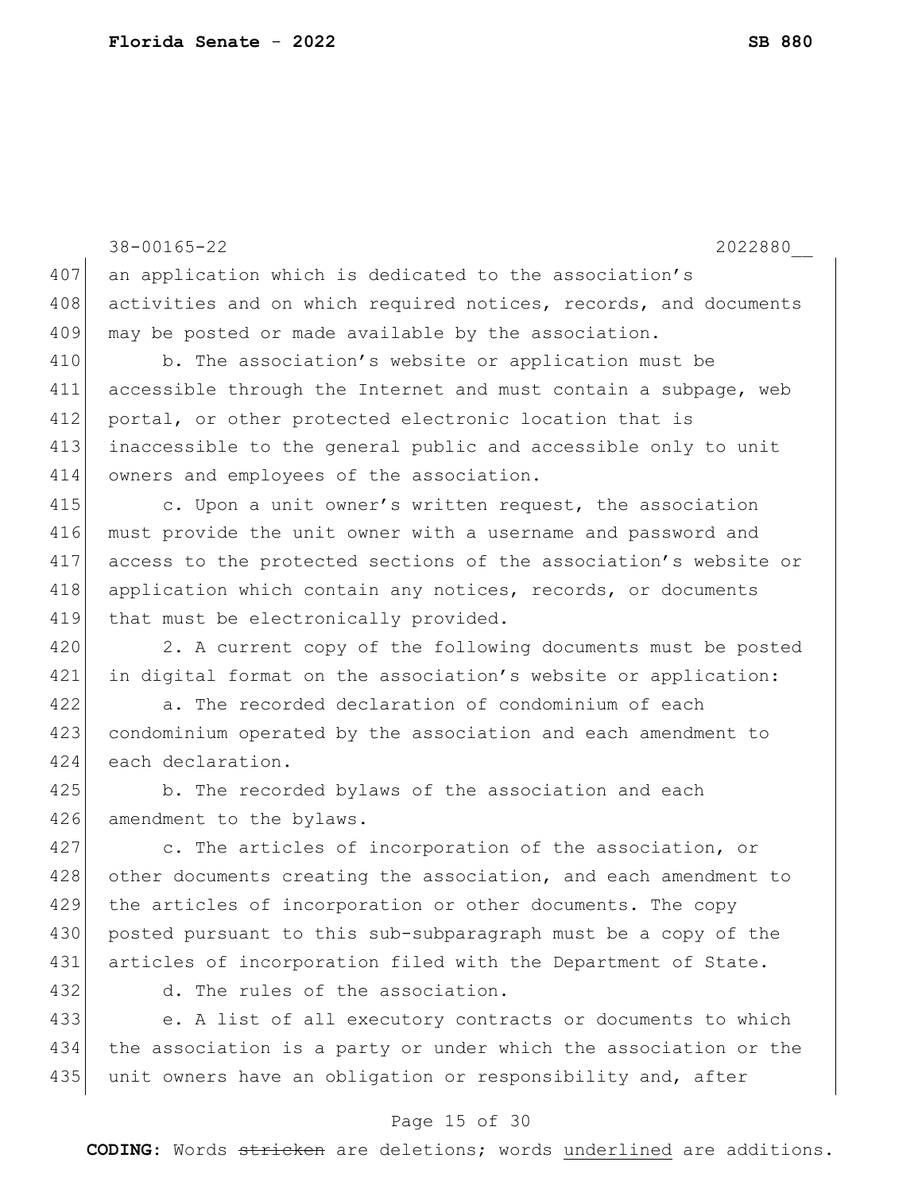an application which is dedicated to the association's activities and on which required notices, records, and documents may be posted or made available by the association.

b. The association's website or application must be accessible through the Internet and must contain a subpage, web portal, or other protected electronic location that is inaccessible to the general public and accessible only to unit owners and employees of the association.

c. Upon a unit owner's written request, the association must provide the unit owner with a username and password and access to the protected sections of the association's website or application which contain any notices, records, or documents that must be electronically provided.

2. A current copy of the following documents must be posted in digital format on the association's website or application:

a. The recorded declaration of condominium of each condominium operated by the association and each amendment to each declaration.

b. The recorded bylaws of the association and each amendment to the bylaws.

c. The articles of incorporation of the association, or other documents creating the association, and each amendment to the articles of incorporation or other documents. The copy posted pursuant to this sub-subparagraph must be a copy of the articles of incorporation filed with the Department of State.

d. The rules of the association.

e. A list of all executory contracts or documents to which the association is a party or under which the association or the unit owners have an obligation or responsibility and, after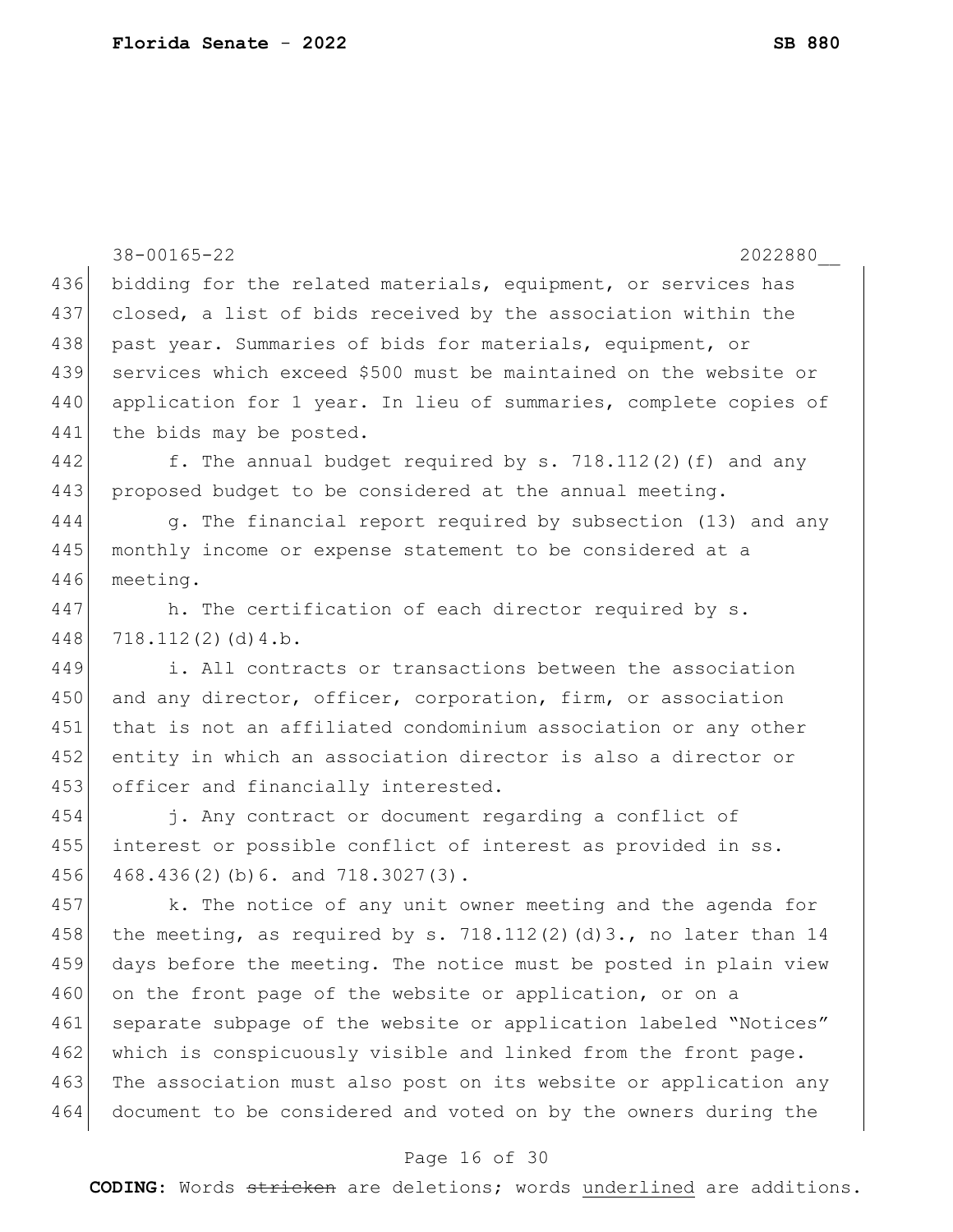bidding for the related materials, equipment, or services has closed, a list of bids received by the association within the past year. Summaries of bids for materials, equipment, or services which exceed $500 must be maintained on the website or application for 1 year. In lieu of summaries, complete copies of the bids may be posted.

f. The annual budget required by s. 718.112(2)(f) and any proposed budget to be considered at the annual meeting.

g. The financial report required by subsection (13) and any monthly income or expense statement to be considered at a meeting.

h. The certification of each director required by s. 718.112(2)(d)4.b.

i. All contracts or transactions between the association and any director, officer, corporation, firm, or association that is not an affiliated condominium association or any other entity in which an association director is also a director or officer and financially interested.

j. Any contract or document regarding a conflict of interest or possible conflict of interest as provided in ss. 468.436(2)(b)6. and 718.3027(3).

k. The notice of any unit owner meeting and the agenda for the meeting, as required by s. 718.112(2)(d)3., no later than 14 days before the meeting. The notice must be posted in plain view on the front page of the website or application, or on a separate subpage of the website or application labeled "Notices" which is conspicuously visible and linked from the front page. The association must also post on its website or application any document to be considered and voted on by the owners during the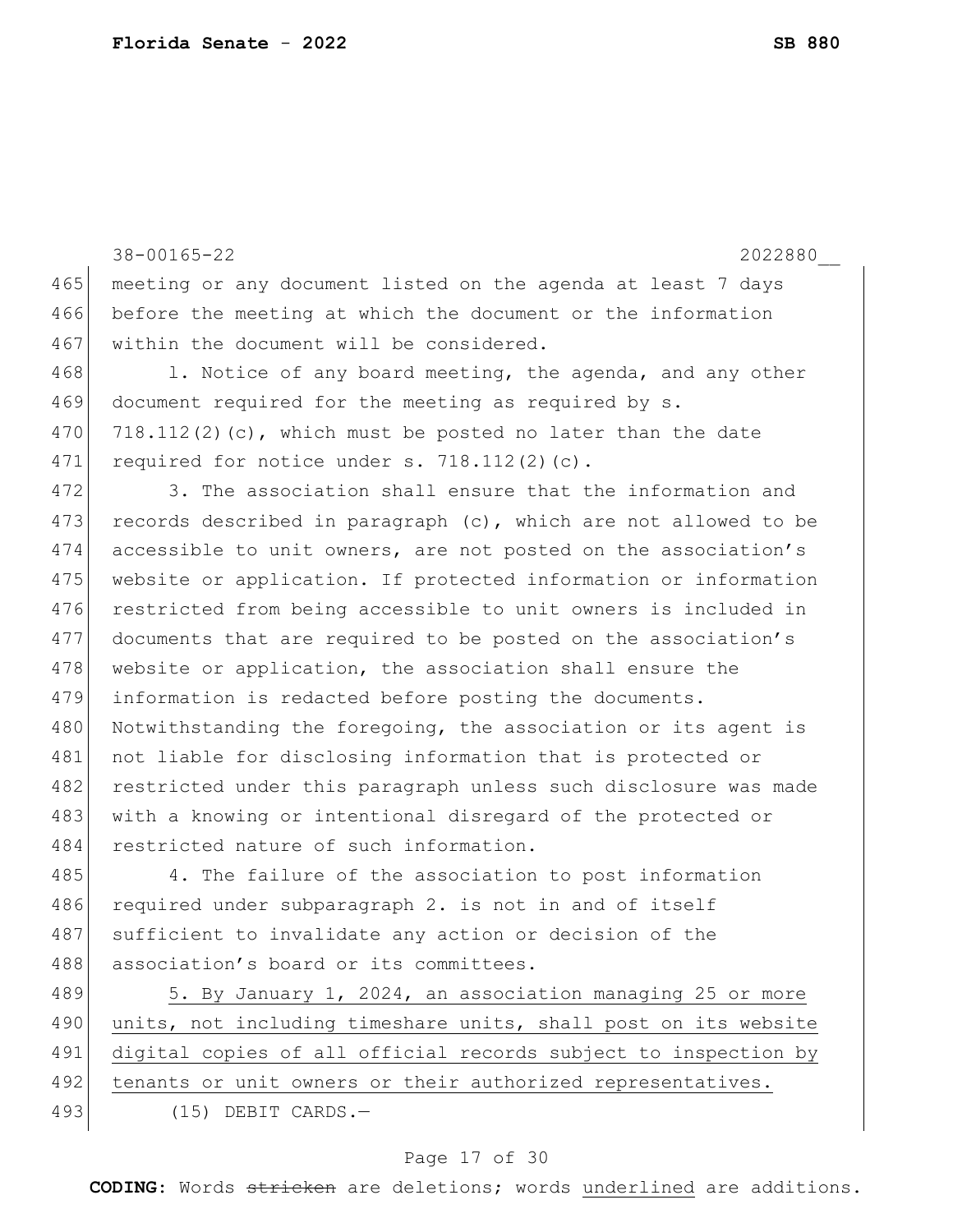meeting or any document listed on the agenda at least 7 days before the meeting at which the document or the information within the document will be considered.

l. Notice of any board meeting, the agenda, and any other document required for the meeting as required by s. 718.112(2)(c), which must be posted no later than the date required for notice under s. 718.112(2)(c).

3. The association shall ensure that the information and records described in paragraph (c), which are not allowed to be accessible to unit owners, are not posted on the association's website or application. If protected information or information restricted from being accessible to unit owners is included in documents that are required to be posted on the association's website or application, the association shall ensure the information is redacted before posting the documents. Notwithstanding the foregoing, the association or its agent is not liable for disclosing information that is protected or restricted under this paragraph unless such disclosure was made with a knowing or intentional disregard of the protected or restricted nature of such information.

4. The failure of the association to post information required under subparagraph 2. is not in and of itself sufficient to invalidate any action or decision of the association's board or its committees.

<u>5. By January 1, 2024, an association managing 25 or more units, not including timeshare units, shall post on its website digital copies of all official records subject to inspection by tenants or unit owners or their authorized representatives.</u>

(15) DEBIT CARDS.—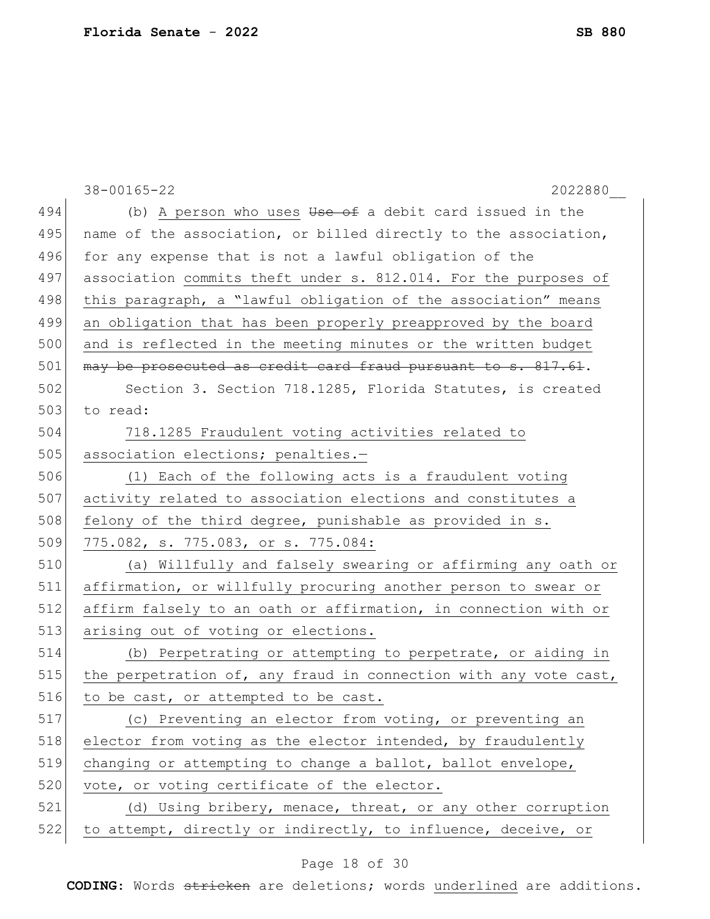(b) A person who uses ~~Use of~~ a debit card issued in the name of the association, or billed directly to the association, for any expense that is not a lawful obligation of the association commits theft under s. 812.014. For the purposes of this paragraph, a "lawful obligation of the association" means an obligation that has been properly preapproved by the board and is reflected in the meeting minutes or the written budget ~~may be prosecuted as credit card fraud pursuant to s. 817.61~~.

Section 3. Section 718.1285, Florida Statutes, is created to read:

718.1285 Fraudulent voting activities related to association elections; penalties.—

(1) Each of the following acts is a fraudulent voting activity related to association elections and constitutes a felony of the third degree, punishable as provided in s. 775.082, s. 775.083, or s. 775.084:

(a) Willfully and falsely swearing or affirming any oath or affirmation, or willfully procuring another person to swear or affirm falsely to an oath or affirmation, in connection with or arising out of voting or elections.

(b) Perpetrating or attempting to perpetrate, or aiding in the perpetration of, any fraud in connection with any vote cast, to be cast, or attempted to be cast.

(c) Preventing an elector from voting, or preventing an elector from voting as the elector intended, by fraudulently changing or attempting to change a ballot, ballot envelope, vote, or voting certificate of the elector.

(d) Using bribery, menace, threat, or any other corruption to attempt, directly or indirectly, to influence, deceive, or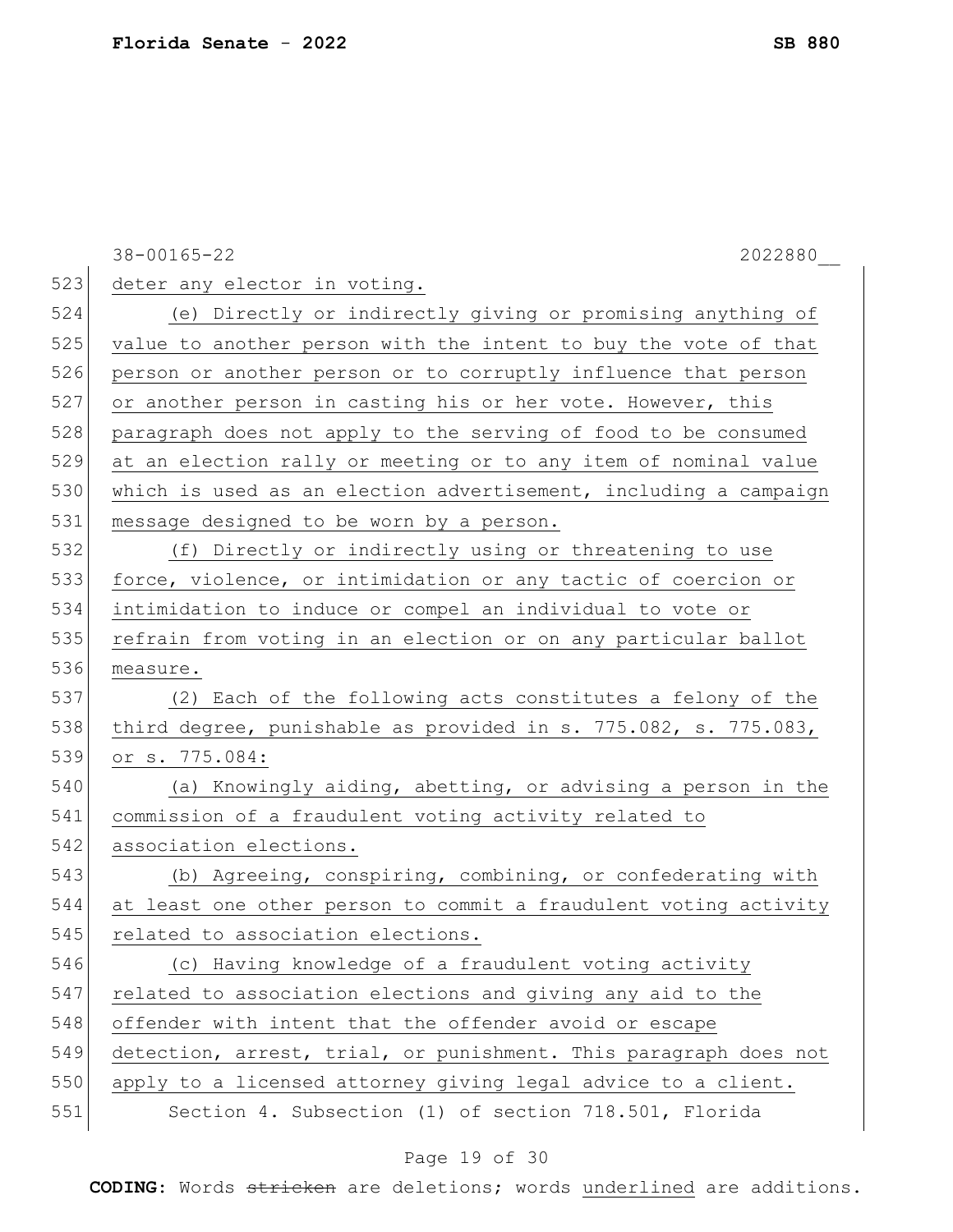deter any elector in voting.

(e) Directly or indirectly giving or promising anything of value to another person with the intent to buy the vote of that person or another person or to corruptly influence that person or another person in casting his or her vote. However, this paragraph does not apply to the serving of food to be consumed at an election rally or meeting or to any item of nominal value which is used as an election advertisement, including a campaign message designed to be worn by a person.

(f) Directly or indirectly using or threatening to use force, violence, or intimidation or any tactic of coercion or intimidation to induce or compel an individual to vote or refrain from voting in an election or on any particular ballot measure.

(2) Each of the following acts constitutes a felony of the third degree, punishable as provided in s. 775.082, s. 775.083, or s. 775.084:

(a) Knowingly aiding, abetting, or advising a person in the commission of a fraudulent voting activity related to association elections.

(b) Agreeing, conspiring, combining, or confederating with at least one other person to commit a fraudulent voting activity related to association elections.

(c) Having knowledge of a fraudulent voting activity related to association elections and giving any aid to the offender with intent that the offender avoid or escape detection, arrest, trial, or punishment. This paragraph does not apply to a licensed attorney giving legal advice to a client.

Section 4. Subsection (1) of section 718.501, Florida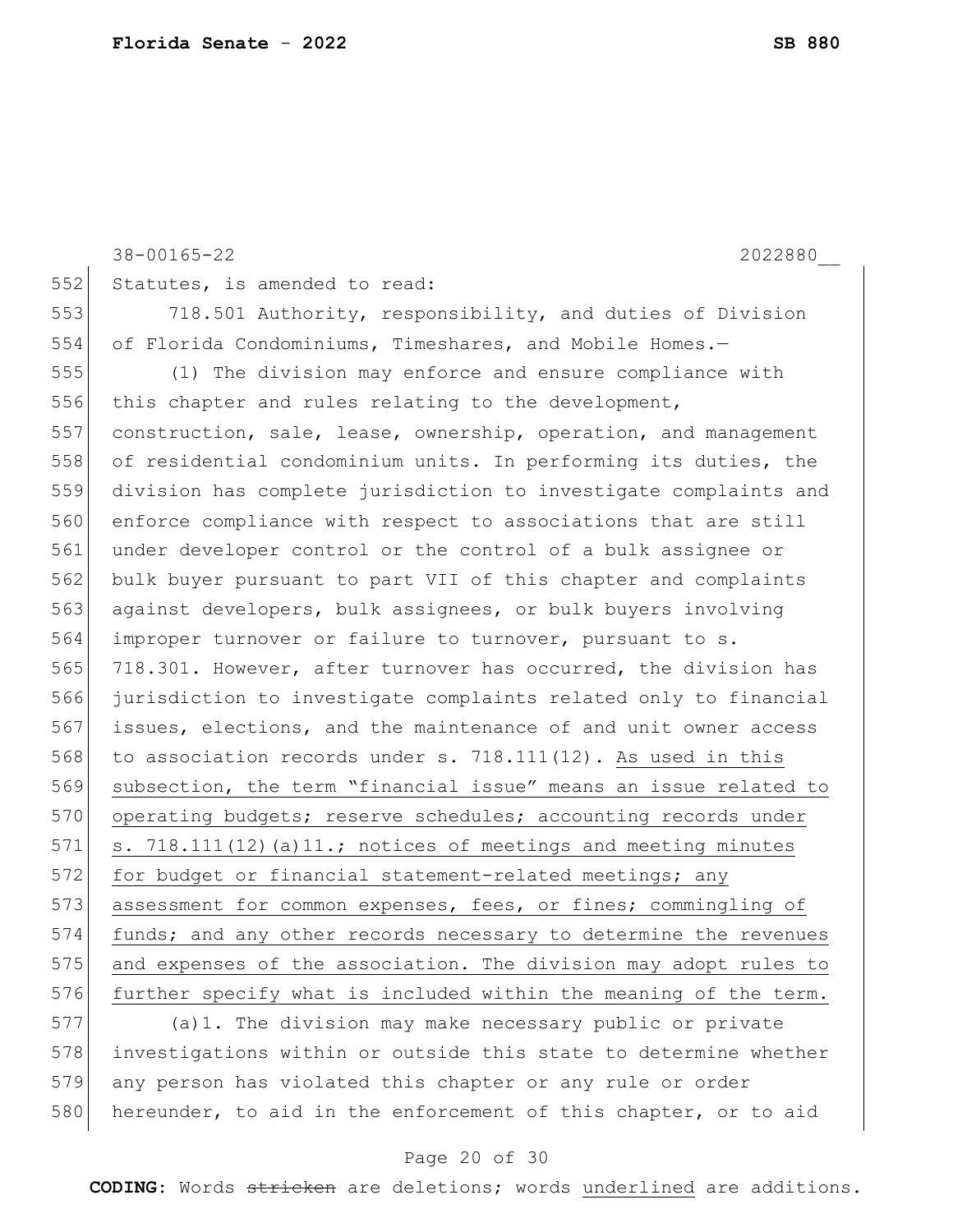Statutes, is amended to read:

718.501 Authority, responsibility, and duties of Division of Florida Condominiums, Timeshares, and Mobile Homes.—

(1) The division may enforce and ensure compliance with this chapter and rules relating to the development, construction, sale, lease, ownership, operation, and management of residential condominium units. In performing its duties, the division has complete jurisdiction to investigate complaints and enforce compliance with respect to associations that are still under developer control or the control of a bulk assignee or bulk buyer pursuant to part VII of this chapter and complaints against developers, bulk assignees, or bulk buyers involving improper turnover or failure to turnover, pursuant to s. 718.301. However, after turnover has occurred, the division has jurisdiction to investigate complaints related only to financial issues, elections, and the maintenance of and unit owner access to association records under s. 718.111(12). As used in this subsection, the term "financial issue" means an issue related to operating budgets; reserve schedules; accounting records under s. 718.111(12)(a)11.; notices of meetings and meeting minutes for budget or financial statement-related meetings; any assessment for common expenses, fees, or fines; commingling of funds; and any other records necessary to determine the revenues and expenses of the association. The division may adopt rules to further specify what is included within the meaning of the term.

(a)1. The division may make necessary public or private investigations within or outside this state to determine whether any person has violated this chapter or any rule or order hereunder, to aid in the enforcement of this chapter, or to aid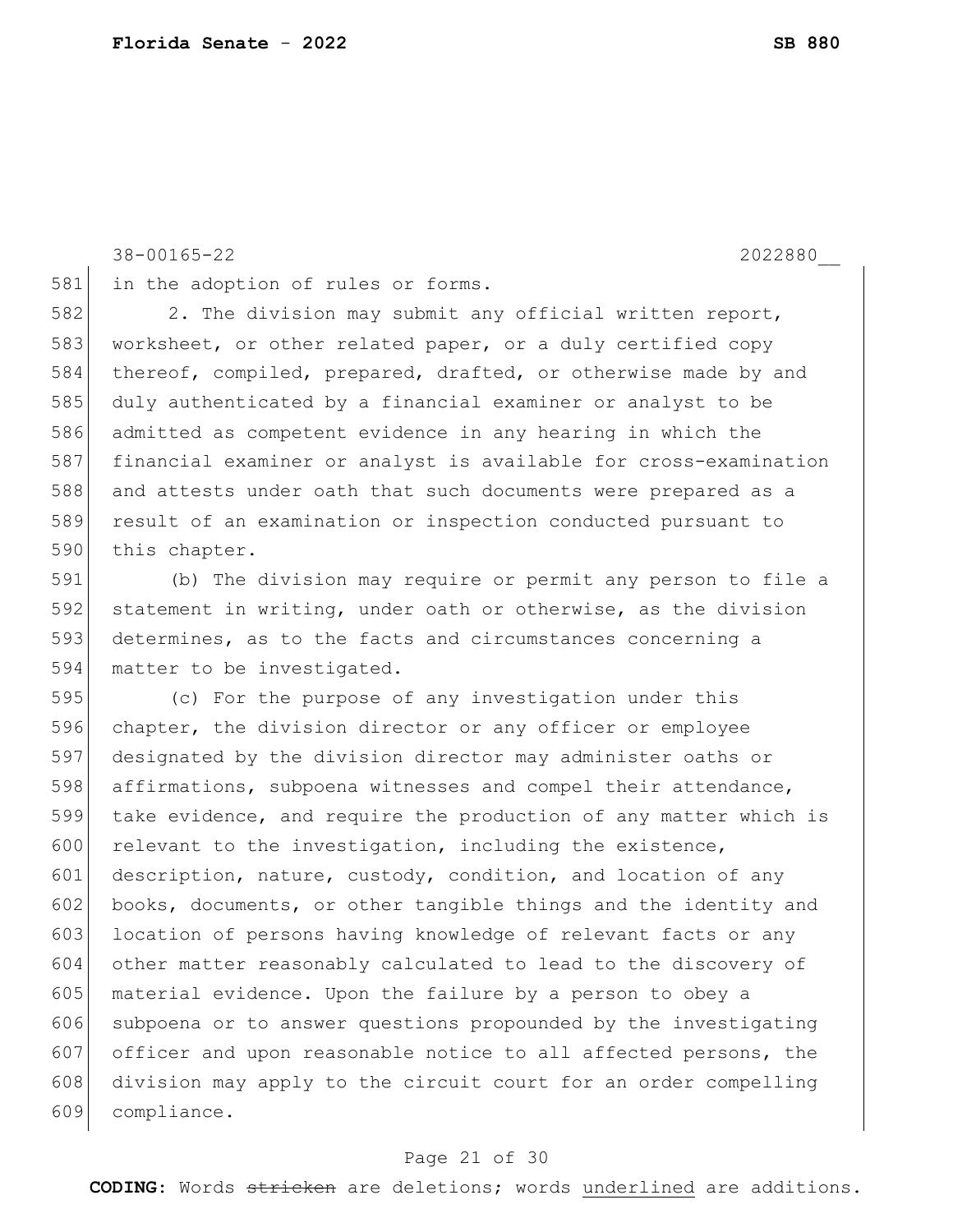in the adoption of rules or forms.

2. The division may submit any official written report, worksheet, or other related paper, or a duly certified copy thereof, compiled, prepared, drafted, or otherwise made by and duly authenticated by a financial examiner or analyst to be admitted as competent evidence in any hearing in which the financial examiner or analyst is available for cross-examination and attests under oath that such documents were prepared as a result of an examination or inspection conducted pursuant to this chapter.

(b) The division may require or permit any person to file a statement in writing, under oath or otherwise, as the division determines, as to the facts and circumstances concerning a matter to be investigated.

(c) For the purpose of any investigation under this chapter, the division director or any officer or employee designated by the division director may administer oaths or affirmations, subpoena witnesses and compel their attendance, take evidence, and require the production of any matter which is relevant to the investigation, including the existence, description, nature, custody, condition, and location of any books, documents, or other tangible things and the identity and location of persons having knowledge of relevant facts or any other matter reasonably calculated to lead to the discovery of material evidence. Upon the failure by a person to obey a subpoena or to answer questions propounded by the investigating officer and upon reasonable notice to all affected persons, the division may apply to the circuit court for an order compelling compliance.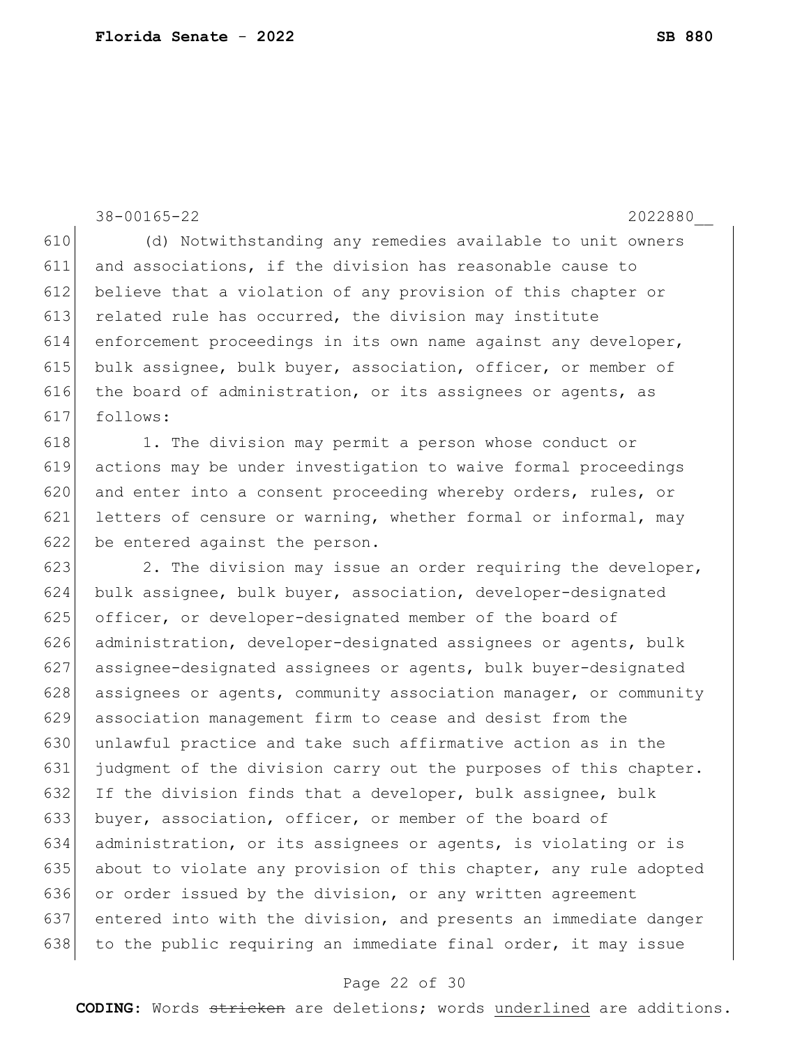(d) Notwithstanding any remedies available to unit owners and associations, if the division has reasonable cause to believe that a violation of any provision of this chapter or related rule has occurred, the division may institute enforcement proceedings in its own name against any developer, bulk assignee, bulk buyer, association, officer, or member of the board of administration, or its assignees or agents, as follows:

1. The division may permit a person whose conduct or actions may be under investigation to waive formal proceedings and enter into a consent proceeding whereby orders, rules, or letters of censure or warning, whether formal or informal, may be entered against the person.

2. The division may issue an order requiring the developer, bulk assignee, bulk buyer, association, developer-designated officer, or developer-designated member of the board of administration, developer-designated assignees or agents, bulk assignee-designated assignees or agents, bulk buyer-designated assignees or agents, community association manager, or community association management firm to cease and desist from the unlawful practice and take such affirmative action as in the judgment of the division carry out the purposes of this chapter. If the division finds that a developer, bulk assignee, bulk buyer, association, officer, or member of the board of administration, or its assignees or agents, is violating or is about to violate any provision of this chapter, any rule adopted or order issued by the division, or any written agreement entered into with the division, and presents an immediate danger to the public requiring an immediate final order, it may issue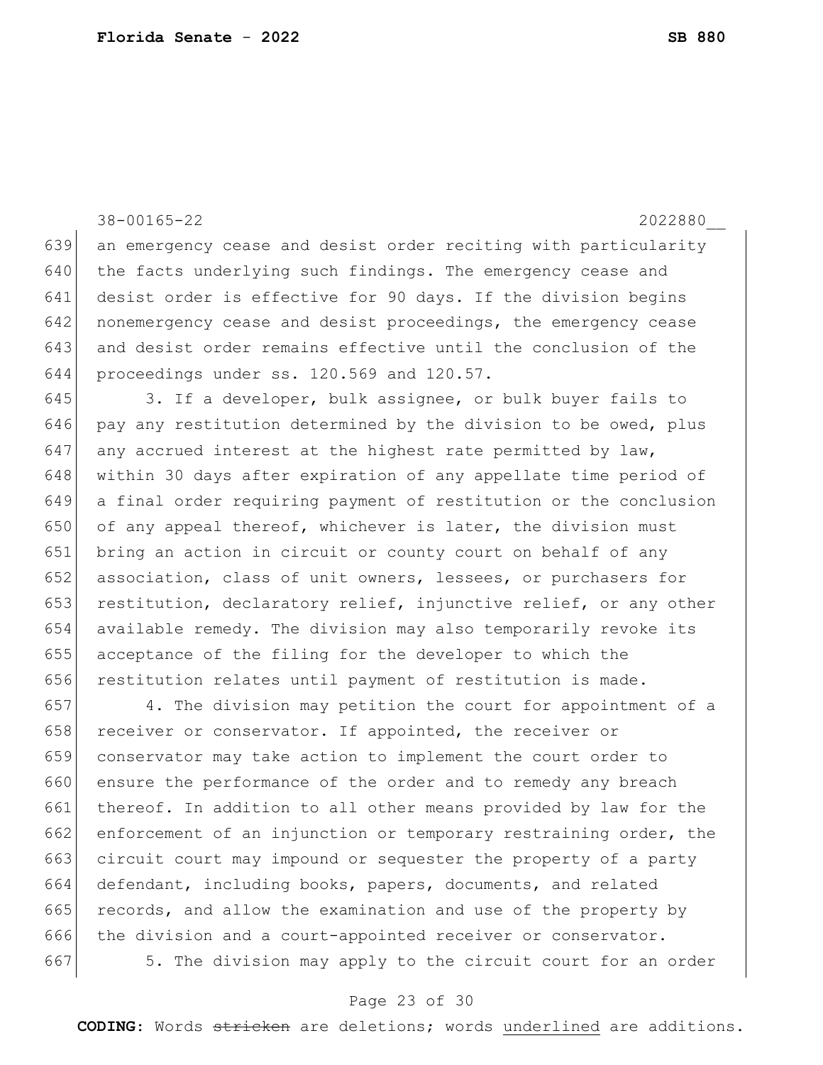an emergency cease and desist order reciting with particularity the facts underlying such findings. The emergency cease and desist order is effective for 90 days. If the division begins nonemergency cease and desist proceedings, the emergency cease and desist order remains effective until the conclusion of the proceedings under ss. 120.569 and 120.57.

3. If a developer, bulk assignee, or bulk buyer fails to pay any restitution determined by the division to be owed, plus any accrued interest at the highest rate permitted by law, within 30 days after expiration of any appellate time period of a final order requiring payment of restitution or the conclusion of any appeal thereof, whichever is later, the division must bring an action in circuit or county court on behalf of any association, class of unit owners, lessees, or purchasers for restitution, declaratory relief, injunctive relief, or any other available remedy. The division may also temporarily revoke its acceptance of the filing for the developer to which the restitution relates until payment of restitution is made.

4. The division may petition the court for appointment of a receiver or conservator. If appointed, the receiver or conservator may take action to implement the court order to ensure the performance of the order and to remedy any breach thereof. In addition to all other means provided by law for the enforcement of an injunction or temporary restraining order, the circuit court may impound or sequester the property of a party defendant, including books, papers, documents, and related records, and allow the examination and use of the property by the division and a court-appointed receiver or conservator.

5. The division may apply to the circuit court for an order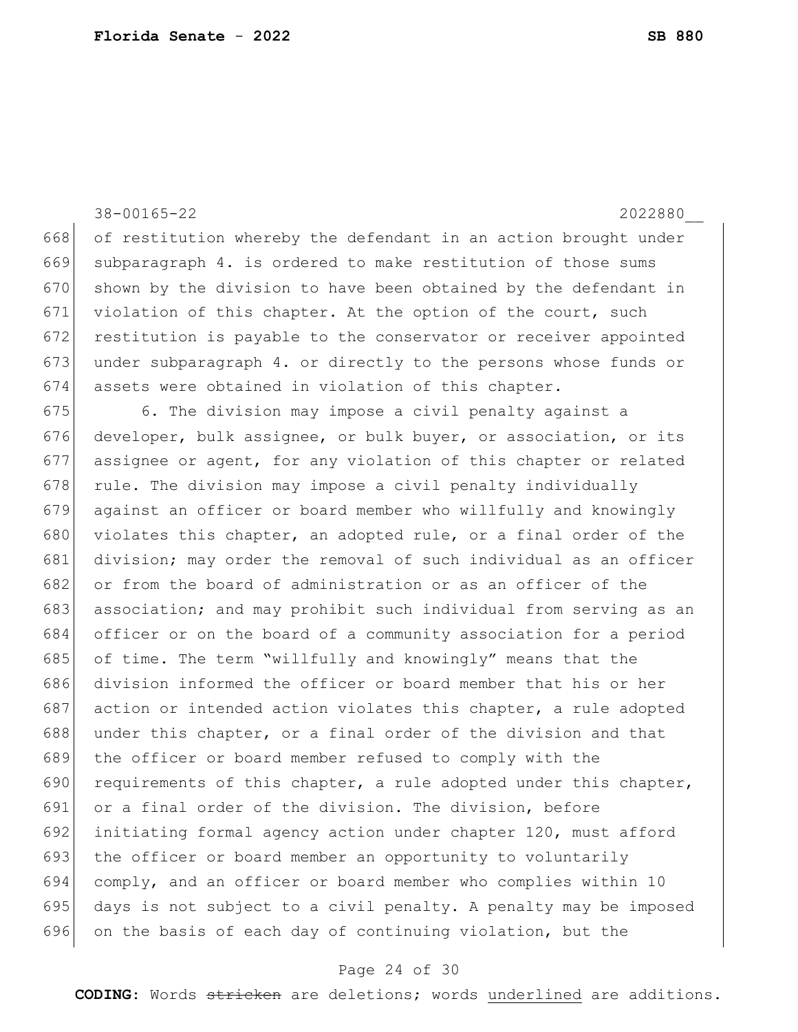of restitution whereby the defendant in an action brought under subparagraph 4. is ordered to make restitution of those sums shown by the division to have been obtained by the defendant in violation of this chapter. At the option of the court, such restitution is payable to the conservator or receiver appointed under subparagraph 4. or directly to the persons whose funds or assets were obtained in violation of this chapter.

6. The division may impose a civil penalty against a developer, bulk assignee, or bulk buyer, or association, or its assignee or agent, for any violation of this chapter or related rule. The division may impose a civil penalty individually against an officer or board member who willfully and knowingly violates this chapter, an adopted rule, or a final order of the division; may order the removal of such individual as an officer or from the board of administration or as an officer of the association; and may prohibit such individual from serving as an officer or on the board of a community association for a period of time. The term "willfully and knowingly" means that the division informed the officer or board member that his or her action or intended action violates this chapter, a rule adopted under this chapter, or a final order of the division and that the officer or board member refused to comply with the requirements of this chapter, a rule adopted under this chapter, or a final order of the division. The division, before initiating formal agency action under chapter 120, must afford the officer or board member an opportunity to voluntarily comply, and an officer or board member who complies within 10 days is not subject to a civil penalty. A penalty may be imposed on the basis of each day of continuing violation, but the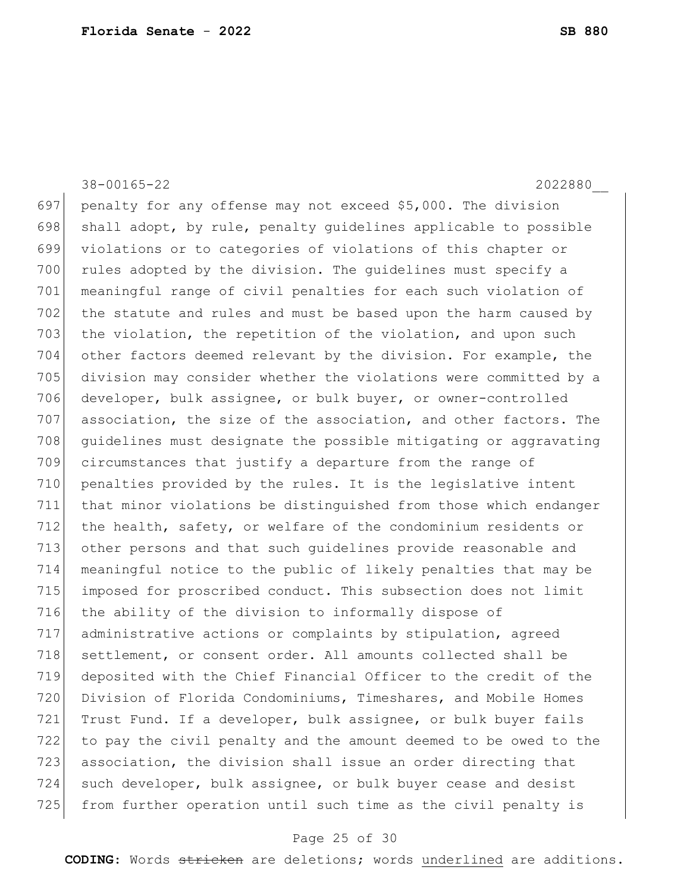penalty for any offense may not exceed $5,000. The division shall adopt, by rule, penalty guidelines applicable to possible violations or to categories of violations of this chapter or rules adopted by the division. The guidelines must specify a meaningful range of civil penalties for each such violation of the statute and rules and must be based upon the harm caused by the violation, the repetition of the violation, and upon such other factors deemed relevant by the division. For example, the division may consider whether the violations were committed by a developer, bulk assignee, or bulk buyer, or owner-controlled association, the size of the association, and other factors. The guidelines must designate the possible mitigating or aggravating circumstances that justify a departure from the range of penalties provided by the rules. It is the legislative intent that minor violations be distinguished from those which endanger the health, safety, or welfare of the condominium residents or other persons and that such guidelines provide reasonable and meaningful notice to the public of likely penalties that may be imposed for proscribed conduct. This subsection does not limit the ability of the division to informally dispose of administrative actions or complaints by stipulation, agreed settlement, or consent order. All amounts collected shall be deposited with the Chief Financial Officer to the credit of the Division of Florida Condominiums, Timeshares, and Mobile Homes Trust Fund. If a developer, bulk assignee, or bulk buyer fails to pay the civil penalty and the amount deemed to be owed to the association, the division shall issue an order directing that such developer, bulk assignee, or bulk buyer cease and desist from further operation until such time as the civil penalty is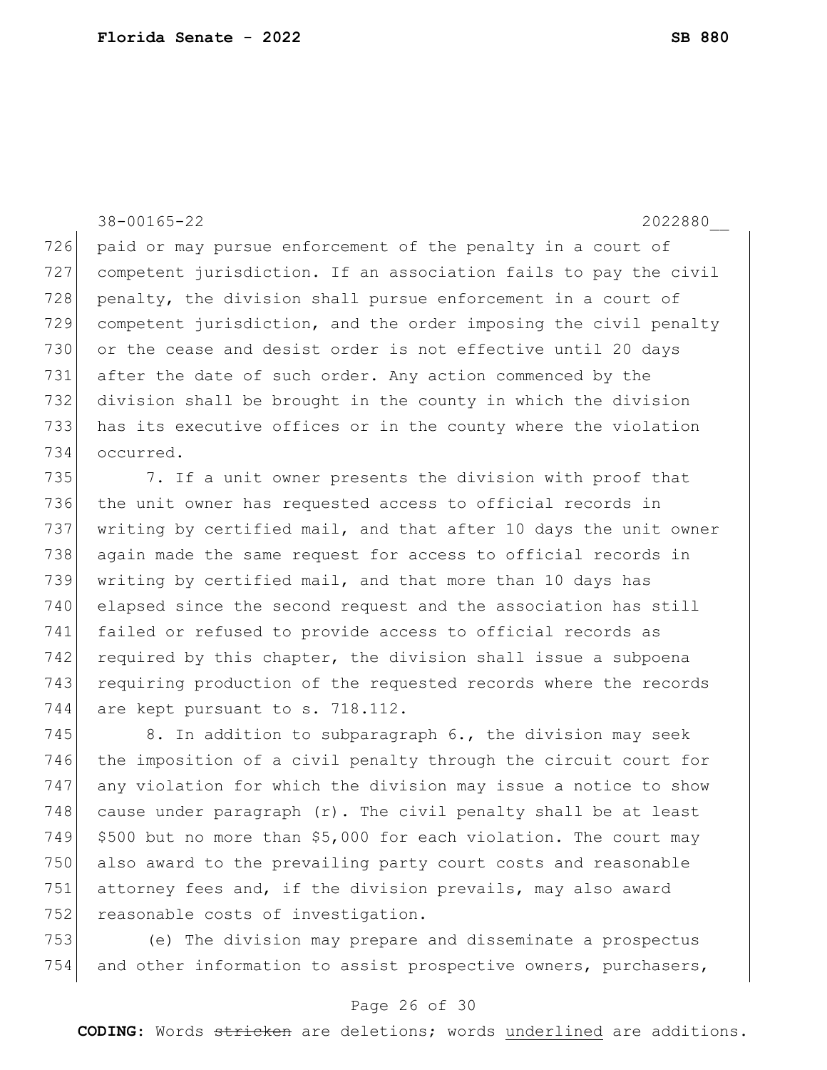paid or may pursue enforcement of the penalty in a court of competent jurisdiction. If an association fails to pay the civil penalty, the division shall pursue enforcement in a court of competent jurisdiction, and the order imposing the civil penalty or the cease and desist order is not effective until 20 days after the date of such order. Any action commenced by the division shall be brought in the county in which the division has its executive offices or in the county where the violation occurred.

7. If a unit owner presents the division with proof that the unit owner has requested access to official records in writing by certified mail, and that after 10 days the unit owner again made the same request for access to official records in writing by certified mail, and that more than 10 days has elapsed since the second request and the association has still failed or refused to provide access to official records as required by this chapter, the division shall issue a subpoena requiring production of the requested records where the records are kept pursuant to s. 718.112.

8. In addition to subparagraph 6., the division may seek the imposition of a civil penalty through the circuit court for any violation for which the division may issue a notice to show cause under paragraph (r). The civil penalty shall be at least $500 but no more than $5,000 for each violation. The court may also award to the prevailing party court costs and reasonable attorney fees and, if the division prevails, may also award reasonable costs of investigation.

(e) The division may prepare and disseminate a prospectus and other information to assist prospective owners, purchasers,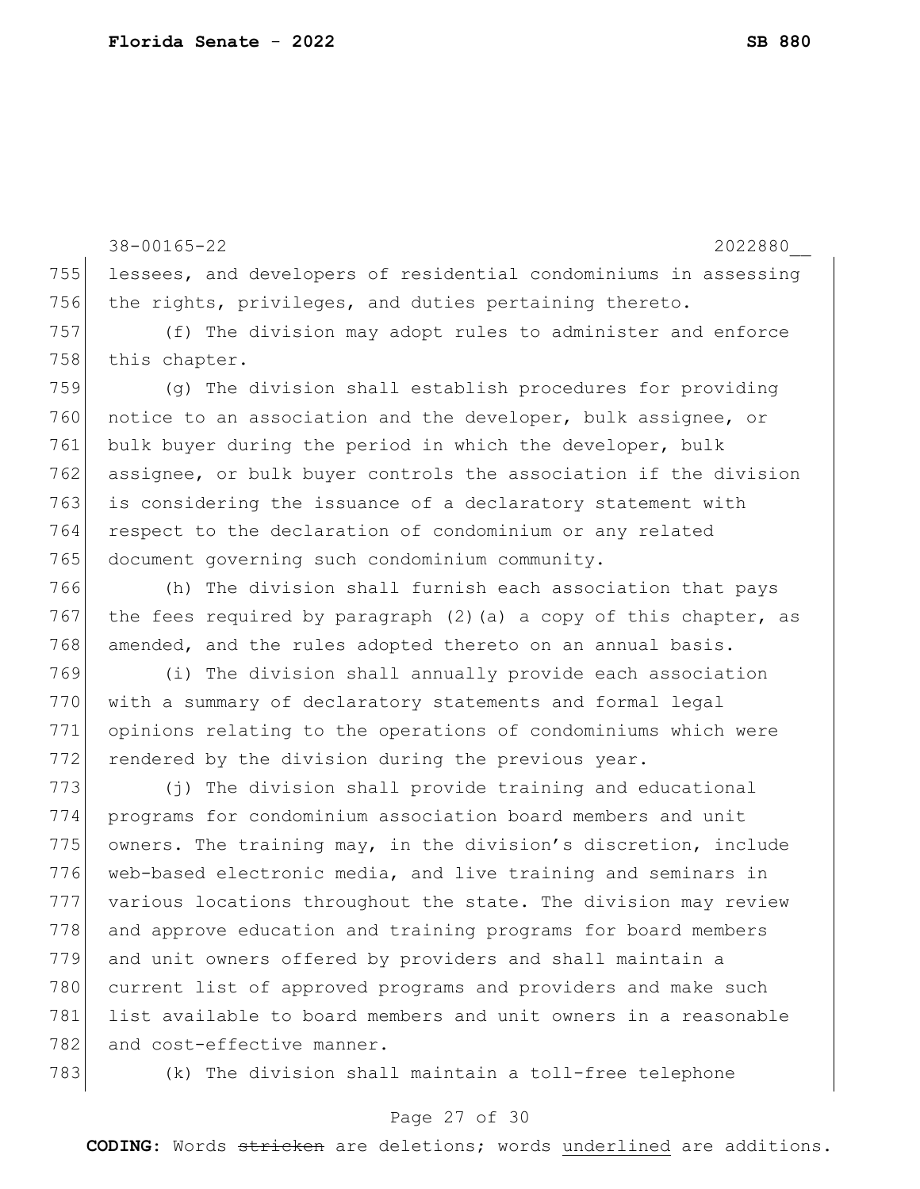lessees, and developers of residential condominiums in assessing the rights, privileges, and duties pertaining thereto.

(f) The division may adopt rules to administer and enforce this chapter.

(g) The division shall establish procedures for providing notice to an association and the developer, bulk assignee, or bulk buyer during the period in which the developer, bulk assignee, or bulk buyer controls the association if the division is considering the issuance of a declaratory statement with respect to the declaration of condominium or any related document governing such condominium community.

(h) The division shall furnish each association that pays the fees required by paragraph (2)(a) a copy of this chapter, as amended, and the rules adopted thereto on an annual basis.

(i) The division shall annually provide each association with a summary of declaratory statements and formal legal opinions relating to the operations of condominiums which were rendered by the division during the previous year.

(j) The division shall provide training and educational programs for condominium association board members and unit owners. The training may, in the division's discretion, include web-based electronic media, and live training and seminars in various locations throughout the state. The division may review and approve education and training programs for board members and unit owners offered by providers and shall maintain a current list of approved programs and providers and make such list available to board members and unit owners in a reasonable and cost-effective manner.

(k) The division shall maintain a toll-free telephone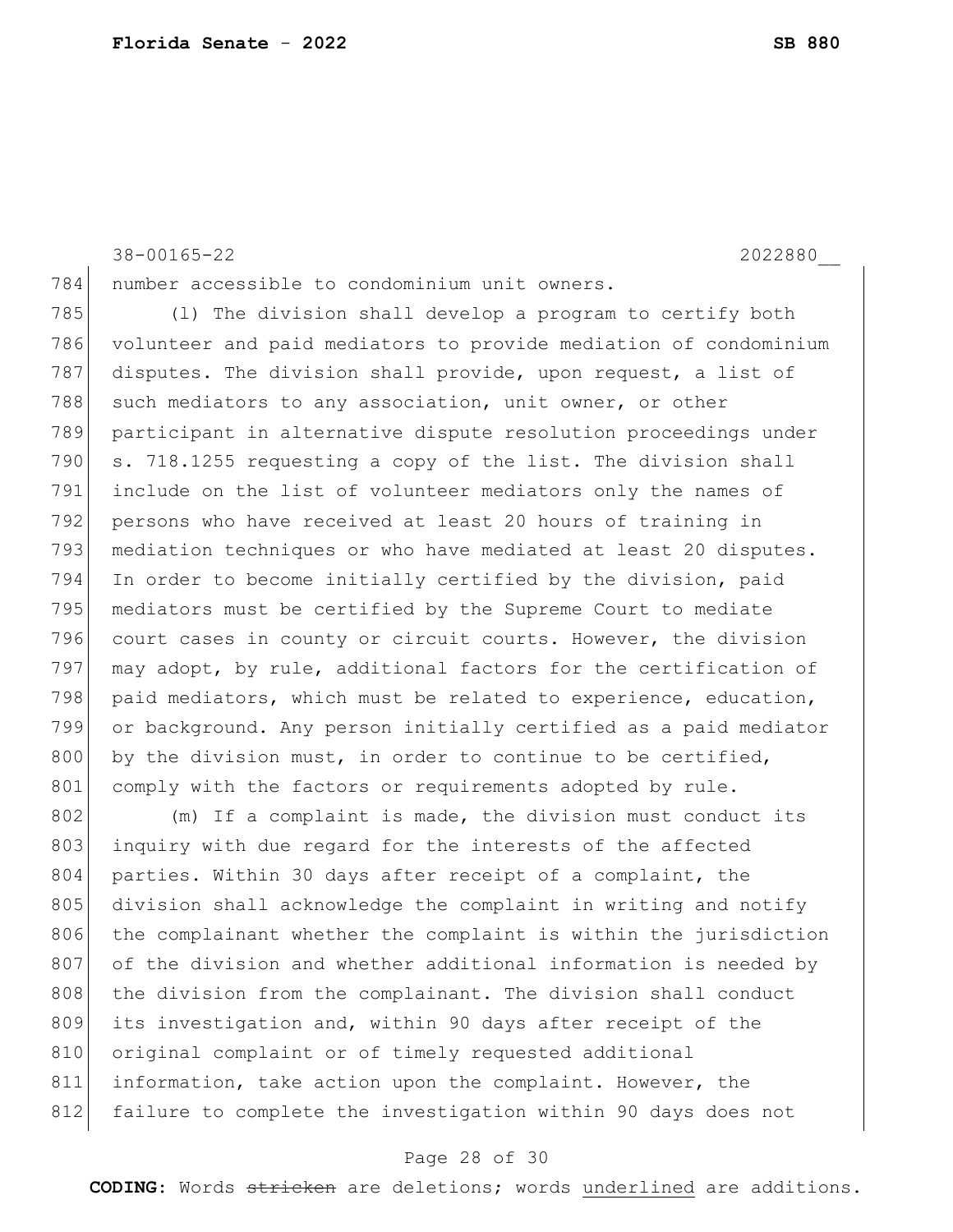number accessible to condominium unit owners.

(l) The division shall develop a program to certify both volunteer and paid mediators to provide mediation of condominium disputes. The division shall provide, upon request, a list of such mediators to any association, unit owner, or other participant in alternative dispute resolution proceedings under s. 718.1255 requesting a copy of the list. The division shall include on the list of volunteer mediators only the names of persons who have received at least 20 hours of training in mediation techniques or who have mediated at least 20 disputes. In order to become initially certified by the division, paid mediators must be certified by the Supreme Court to mediate court cases in county or circuit courts. However, the division may adopt, by rule, additional factors for the certification of paid mediators, which must be related to experience, education, or background. Any person initially certified as a paid mediator by the division must, in order to continue to be certified, comply with the factors or requirements adopted by rule.

(m) If a complaint is made, the division must conduct its inquiry with due regard for the interests of the affected parties. Within 30 days after receipt of a complaint, the division shall acknowledge the complaint in writing and notify the complainant whether the complaint is within the jurisdiction of the division and whether additional information is needed by the division from the complainant. The division shall conduct its investigation and, within 90 days after receipt of the original complaint or of timely requested additional information, take action upon the complaint. However, the failure to complete the investigation within 90 days does not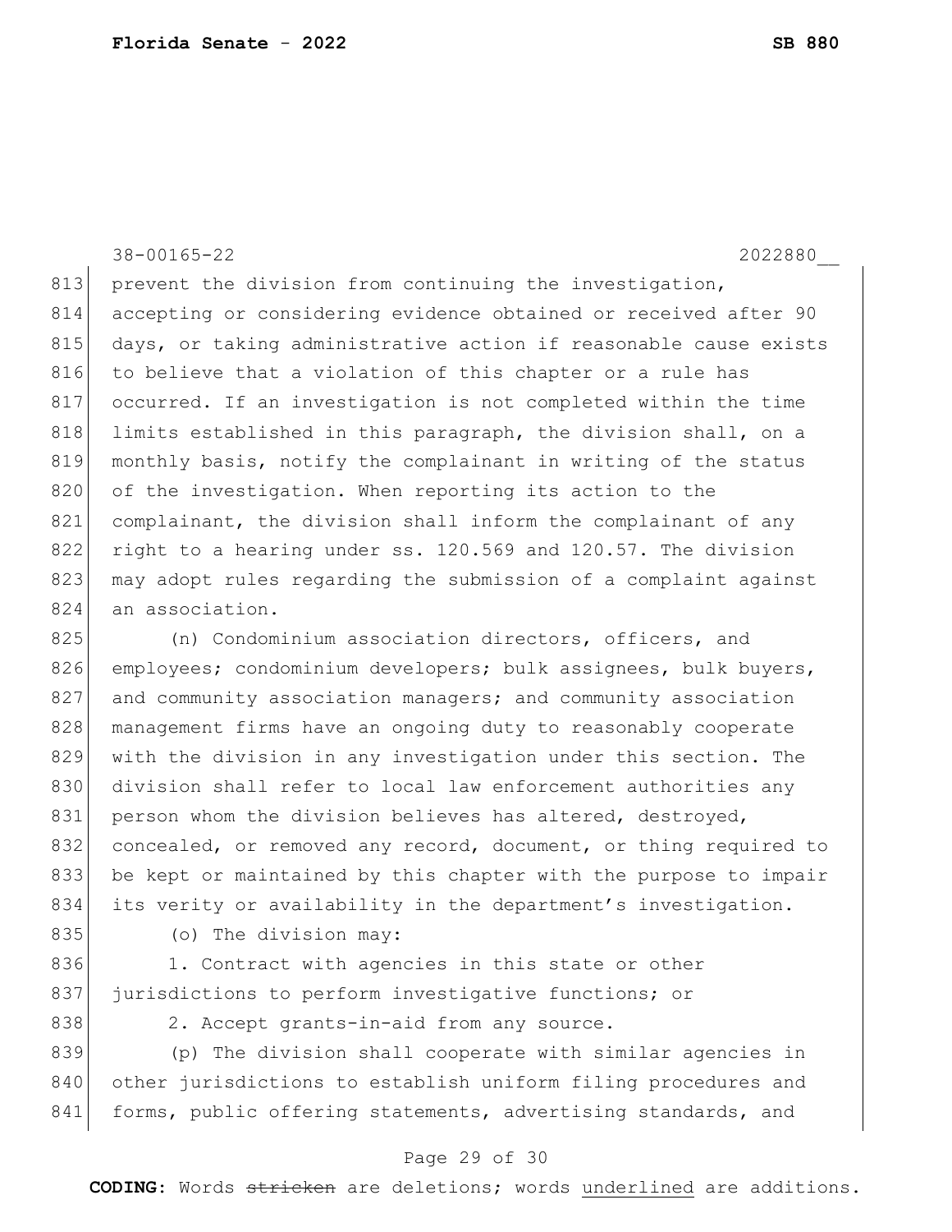prevent the division from continuing the investigation, accepting or considering evidence obtained or received after 90 days, or taking administrative action if reasonable cause exists to believe that a violation of this chapter or a rule has occurred. If an investigation is not completed within the time limits established in this paragraph, the division shall, on a monthly basis, notify the complainant in writing of the status of the investigation. When reporting its action to the complainant, the division shall inform the complainant of any right to a hearing under ss. 120.569 and 120.57. The division may adopt rules regarding the submission of a complaint against an association.

(n) Condominium association directors, officers, and employees; condominium developers; bulk assignees, bulk buyers, and community association managers; and community association management firms have an ongoing duty to reasonably cooperate with the division in any investigation under this section. The division shall refer to local law enforcement authorities any person whom the division believes has altered, destroyed, concealed, or removed any record, document, or thing required to be kept or maintained by this chapter with the purpose to impair its verity or availability in the department's investigation.

(o) The division may:

1. Contract with agencies in this state or other jurisdictions to perform investigative functions; or

2. Accept grants-in-aid from any source.

(p) The division shall cooperate with similar agencies in other jurisdictions to establish uniform filing procedures and forms, public offering statements, advertising standards, and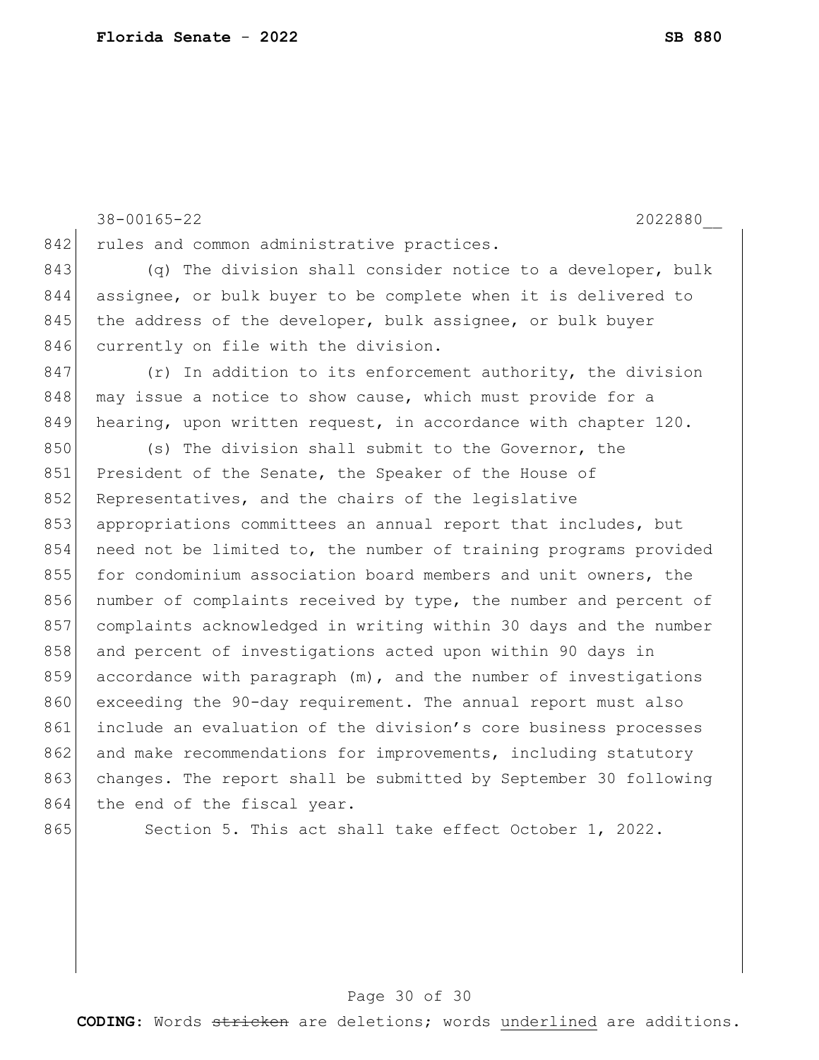rules and common administrative practices.

(q) The division shall consider notice to a developer, bulk assignee, or bulk buyer to be complete when it is delivered to the address of the developer, bulk assignee, or bulk buyer currently on file with the division.

(r) In addition to its enforcement authority, the division may issue a notice to show cause, which must provide for a hearing, upon written request, in accordance with chapter 120.

(s) The division shall submit to the Governor, the President of the Senate, the Speaker of the House of Representatives, and the chairs of the legislative appropriations committees an annual report that includes, but need not be limited to, the number of training programs provided for condominium association board members and unit owners, the number of complaints received by type, the number and percent of complaints acknowledged in writing within 30 days and the number and percent of investigations acted upon within 90 days in accordance with paragraph (m), and the number of investigations exceeding the 90-day requirement. The annual report must also include an evaluation of the division's core business processes and make recommendations for improvements, including statutory changes. The report shall be submitted by September 30 following the end of the fiscal year.

Section 5. This act shall take effect October 1, 2022.